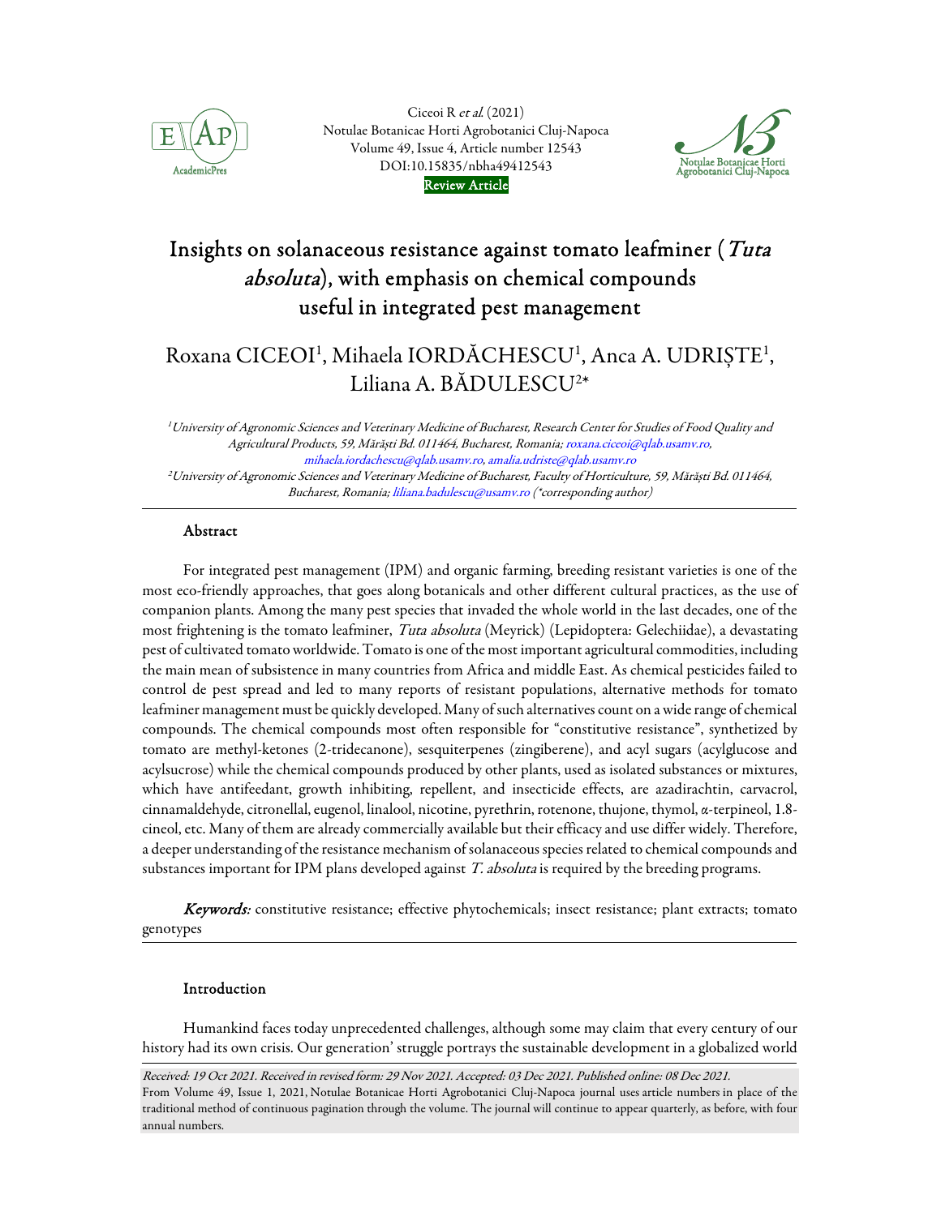Review Article

# Insights on solanaceous resistance against tomato leafminer (*Tuta absoluta*), with emphasis on chemical compounds useful in integrated pest management

Roxana CICEOI[1], Mihaela IORDĂCHESCU[1], Anca A. UDRIȘTE[1], Liliana A. BĂDULESCU[2]*

[1]University of Agronomic Sciences and Veterinary Medicine of Bucharest, Research Center for Studies of Food Quality and Agricultural Products, 59, Mărăști Bd. 011464, Bucharest, Romania; roxana.ciceoi@qlab.usamv.ro, mihaela.iordachescu@qlab.usamv.ro, amalia.udriste@qlab.usamv.ro

[2]University of Agronomic Sciences and Veterinary Medicine of Bucharest, Faculty of Horticulture, 59, Mărăști Bd. 011464, Bucharest, Romania; liliana.badulescu@usamv.ro (*corresponding author)

## Abstract

For integrated pest management (IPM) and organic farming, breeding resistant varieties is one of the most eco-friendly approaches, that goes along botanicals and other different cultural practices, as the use of companion plants. Among the many pest species that invaded the whole world in the last decades, one of the most frightening is the tomato leafminer, *Tuta absoluta* (Meyrick) (Lepidoptera: Gelechiidae), a devastating pest of cultivated tomato worldwide. Tomato is one of the most important agricultural commodities, including the main mean of subsistence in many countries from Africa and middle East. As chemical pesticides failed to control de pest spread and led to many reports of resistant populations, alternative methods for tomato leafminer management must be quickly developed. Many of such alternatives count on a wide range of chemical compounds. The chemical compounds most often responsible for "constitutive resistance", synthetized by tomato are methyl-ketones (2-tridecanone), sesquiterpenes (zingiberene), and acyl sugars (acylglucose and acylsucrose) while the chemical compounds produced by other plants, used as isolated substances or mixtures, which have antifeedant, growth inhibiting, repellent, and insecticide effects, are azadirachtin, carvacrol, cinnamaldehyde, citronellal, eugenol, linalool, nicotine, pyrethrin, rotenone, thujone, thymol, α-terpineol, 1.8-cineol, etc. Many of them are already commercially available but their efficacy and use differ widely. Therefore, a deeper understanding of the resistance mechanism of solanaceous species related to chemical compounds and substances important for IPM plans developed against *T. absoluta* is required by the breeding programs.

***Keywords:*** constitutive resistance; effective phytochemicals; insect resistance; plant extracts; tomato genotypes

## Introduction

Humankind faces today unprecedented challenges, although some may claim that every century of our history had its own crisis. Our generation' struggle portrays the sustainable development in a globalized world

*Received: 19 Oct 2021. Received in revised form: 29 Nov 2021. Accepted: 03 Dec 2021. Published online: 08 Dec 2021.*

From Volume 49, Issue 1, 2021, Notulae Botanicae Horti Agrobotanici Cluj-Napoca journal uses article numbers in place of the traditional method of continuous pagination through the volume. The journal will continue to appear quarterly, as before, with four annual numbers.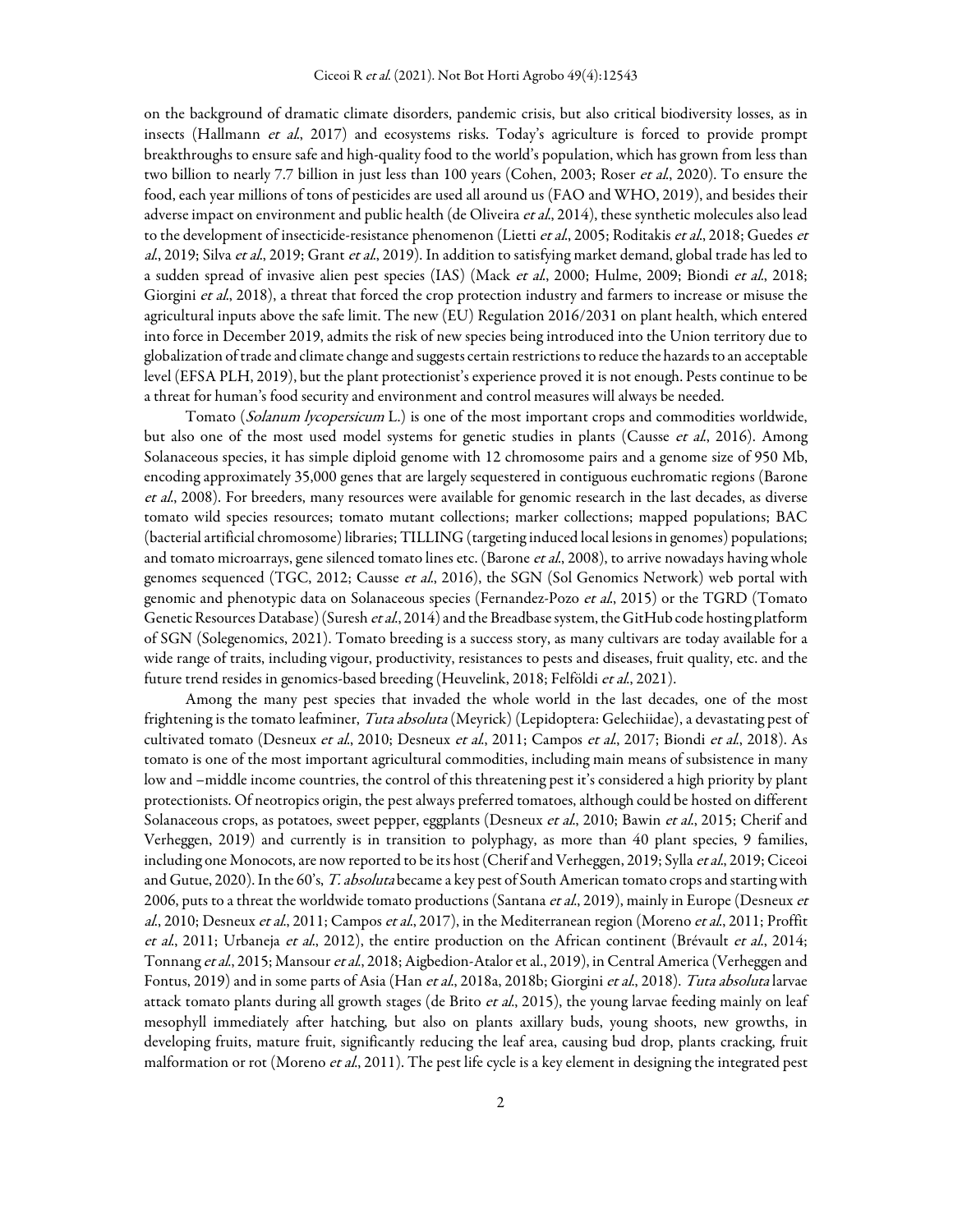on the background of dramatic climate disorders, pandemic crisis, but also critical biodiversity losses, as in insects (Hallmann *et al*., 2017) and ecosystems risks. Today's agriculture is forced to provide prompt breakthroughs to ensure safe and high-quality food to the world's population, which has grown from less than two billion to nearly 7.7 billion in just less than 100 years (Cohen, 2003; Roser *et al*., 2020). To ensure the food, each year millions of tons of pesticides are used all around us (FAO and WHO, 2019), and besides their adverse impact on environment and public health (de Oliveira *et al*., 2014), these synthetic molecules also lead to the development of insecticide-resistance phenomenon (Lietti *et al*., 2005; Roditakis *et al*., 2018; Guedes *et al*., 2019; Silva *et al*., 2019; Grant *et al*., 2019). In addition to satisfying market demand, global trade has led to a sudden spread of invasive alien pest species (IAS) (Mack *et al*., 2000; Hulme, 2009; Biondi *et al*., 2018; Giorgini *et al*., 2018), a threat that forced the crop protection industry and farmers to increase or misuse the agricultural inputs above the safe limit. The new (EU) Regulation 2016/2031 on plant health, which entered into force in December 2019, admits the risk of new species being introduced into the Union territory due to globalization of trade and climate change and suggests certain restrictions to reduce the hazards to an acceptable level (EFSA PLH, 2019), but the plant protectionist's experience proved it is not enough. Pests continue to be a threat for human's food security and environment and control measures will always be needed.

Tomato (*Solanum lycopersicum* L.) is one of the most important crops and commodities worldwide, but also one of the most used model systems for genetic studies in plants (Causse *et al*., 2016). Among Solanaceous species, it has simple diploid genome with 12 chromosome pairs and a genome size of 950 Mb, encoding approximately 35,000 genes that are largely sequestered in contiguous euchromatic regions (Barone *et al*., 2008). For breeders, many resources were available for genomic research in the last decades, as diverse tomato wild species resources; tomato mutant collections; marker collections; mapped populations; BAC (bacterial artificial chromosome) libraries; TILLING (targeting induced local lesions in genomes) populations; and tomato microarrays, gene silenced tomato lines etc. (Barone *et al*., 2008), to arrive nowadays having whole genomes sequenced (TGC, 2012; Causse *et al*., 2016), the SGN (Sol Genomics Network) web portal with genomic and phenotypic data on Solanaceous species (Fernandez-Pozo *et al*., 2015) or the TGRD (Tomato Genetic Resources Database) (Suresh *et al*., 2014) and the Breadbase system, the GitHub code hosting platform of SGN (Solegenomics, 2021). Tomato breeding is a success story, as many cultivars are today available for a wide range of traits, including vigour, productivity, resistances to pests and diseases, fruit quality, etc. and the future trend resides in genomics-based breeding (Heuvelink, 2018; Felföldi *et al*., 2021).

Among the many pest species that invaded the whole world in the last decades, one of the most frightening is the tomato leafminer, *Tuta absoluta* (Meyrick) (Lepidoptera: Gelechiidae), a devastating pest of cultivated tomato (Desneux *et al*., 2010; Desneux *et al*., 2011; Campos *et al*., 2017; Biondi *et al*., 2018). As tomato is one of the most important agricultural commodities, including main means of subsistence in many low and –middle income countries, the control of this threatening pest it's considered a high priority by plant protectionists. Of neotropics origin, the pest always preferred tomatoes, although could be hosted on different Solanaceous crops, as potatoes, sweet pepper, eggplants (Desneux *et al*., 2010; Bawin *et al*., 2015; Cherif and Verheggen, 2019) and currently is in transition to polyphagy, as more than 40 plant species, 9 families, including one Monocots, are now reported to be its host (Cherif and Verheggen, 2019; Sylla *et al*., 2019; Ciceoi and Gutue, 2020). In the 60's, *T. absoluta* became a key pest of South American tomato crops and starting with 2006, puts to a threat the worldwide tomato productions (Santana *et al*., 2019), mainly in Europe (Desneux *et al*., 2010; Desneux *et al*., 2011; Campos *et al*., 2017), in the Mediterranean region (Moreno *et al*., 2011; Proffit *et al*., 2011; Urbaneja *et al*., 2012), the entire production on the African continent (Brévault *et al*., 2014; Tonnang *et al*., 2015; Mansour *et al*., 2018; Aigbedion-Atalor et al., 2019), in Central America (Verheggen and Fontus, 2019) and in some parts of Asia (Han *et al*., 2018a, 2018b; Giorgini *et al*., 2018). *Tuta absoluta* larvae attack tomato plants during all growth stages (de Brito *et al*., 2015), the young larvae feeding mainly on leaf mesophyll immediately after hatching, but also on plants axillary buds, young shoots, new growths, in developing fruits, mature fruit, significantly reducing the leaf area, causing bud drop, plants cracking, fruit malformation or rot (Moreno *et al*., 2011). The pest life cycle is a key element in designing the integrated pest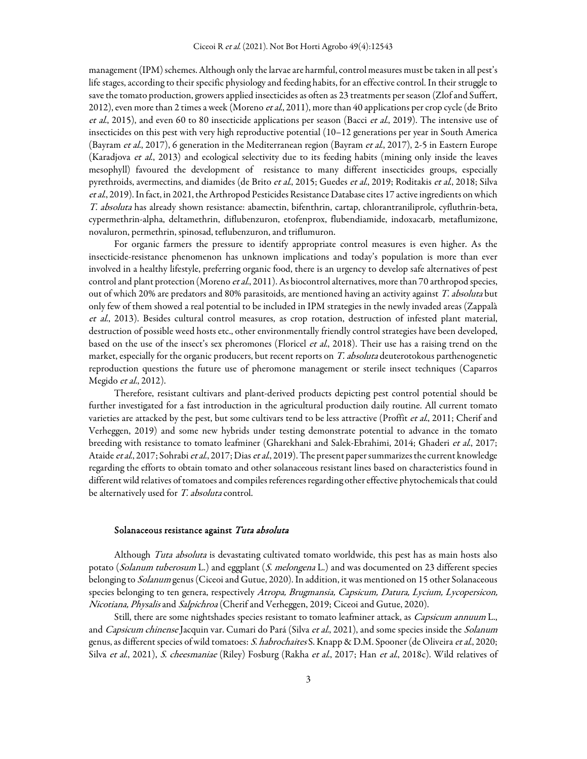management (IPM) schemes. Although only the larvae are harmful, control measures must be taken in all pest's life stages, according to their specific physiology and feeding habits, for an effective control. In their struggle to save the tomato production, growers applied insecticides as often as 23 treatments per season (Zlof and Suffert, 2012), even more than 2 times a week (Moreno *et al.*, 2011), more than 40 applications per crop cycle (de Brito *et al.*, 2015), and even 60 to 80 insecticide applications per season (Bacci *et al.*, 2019). The intensive use of insecticides on this pest with very high reproductive potential (10–12 generations per year in South America (Bayram *et al.*, 2017), 6 generation in the Mediterranean region (Bayram *et al.*, 2017), 2-5 in Eastern Europe (Karadjova *et al.*, 2013) and ecological selectivity due to its feeding habits (mining only inside the leaves mesophyll) favoured the development of resistance to many different insecticides groups, especially pyrethroids, avermectins, and diamides (de Brito *et al.*, 2015; Guedes *et al.*, 2019; Roditakis *et al.*, 2018; Silva *et al.*, 2019). In fact, in 2021, the Arthropod Pesticides Resistance Database cites 17 active ingredients on which *T. absoluta* has already shown resistance: abamectin, bifenthrin, cartap, chlorantraniliprole, cyfluthrin-beta, cypermethrin-alpha, deltamethrin, diflubenzuron, etofenprox, flubendiamide, indoxacarb, metaflumizone, novaluron, permethrin, spinosad, teflubenzuron, and triflumuron.

For organic farmers the pressure to identify appropriate control measures is even higher. As the insecticide-resistance phenomenon has unknown implications and today's population is more than ever involved in a healthy lifestyle, preferring organic food, there is an urgency to develop safe alternatives of pest control and plant protection (Moreno *et al.*, 2011). As biocontrol alternatives, more than 70 arthropod species, out of which 20% are predators and 80% parasitoids, are mentioned having an activity against *T. absoluta* but only few of them showed a real potential to be included in IPM strategies in the newly invaded areas (Zappalà *et al.*, 2013). Besides cultural control measures, as crop rotation, destruction of infested plant material, destruction of possible weed hosts etc., other environmentally friendly control strategies have been developed, based on the use of the insect's sex pheromones (Floricel *et al.*, 2018). Their use has a raising trend on the market, especially for the organic producers, but recent reports on *T. absoluta* deuterotokous parthenogenetic reproduction questions the future use of pheromone management or sterile insect techniques (Caparros Megido *et al.*, 2012).

Therefore, resistant cultivars and plant-derived products depicting pest control potential should be further investigated for a fast introduction in the agricultural production daily routine. All current tomato varieties are attacked by the pest, but some cultivars tend to be less attractive (Proffit *et al.*, 2011; Cherif and Verheggen, 2019) and some new hybrids under testing demonstrate potential to advance in the tomato breeding with resistance to tomato leafminer (Gharekhani and Salek-Ebrahimi, 2014; Ghaderi *et al.*, 2017; Ataide *et al.*, 2017; Sohrabi *et al.*, 2017; Dias *et al.*, 2019). The present paper summarizes the current knowledge regarding the efforts to obtain tomato and other solanaceous resistant lines based on characteristics found in different wild relatives of tomatoes and compiles references regarding other effective phytochemicals that could be alternatively used for *T. absoluta* control.

## Solanaceous resistance against *Tuta absoluta*

Although *Tuta absoluta* is devastating cultivated tomato worldwide, this pest has as main hosts also potato (*Solanum tuberosum* L.) and eggplant (*S. melongena* L.) and was documented on 23 different species belonging to *Solanum* genus (Ciceoi and Gutue, 2020). In addition, it was mentioned on 15 other Solanaceous species belonging to ten genera, respectively *Atropa, Brugmansia, Capsicum, Datura, Lycium, Lycopersicon, Nicotiana, Physalis* and *Salpichroa* (Cherif and Verheggen, 2019; Ciceoi and Gutue, 2020).

Still, there are some nightshades species resistant to tomato leafminer attack, as *Capsicum annuum* L., and *Capsicum chinense* Jacquin var. Cumari do Pará (Silva *et al.*, 2021), and some species inside the *Solanum* genus, as different species of wild tomatoes: *S. habrochaites* S. Knapp & D.M. Spooner (de Oliveira *et al.*, 2020; Silva *et al.*, 2021), *S. cheesmaniae* (Riley) Fosburg (Rakha *et al.*, 2017; Han *et al.*, 2018c). Wild relatives of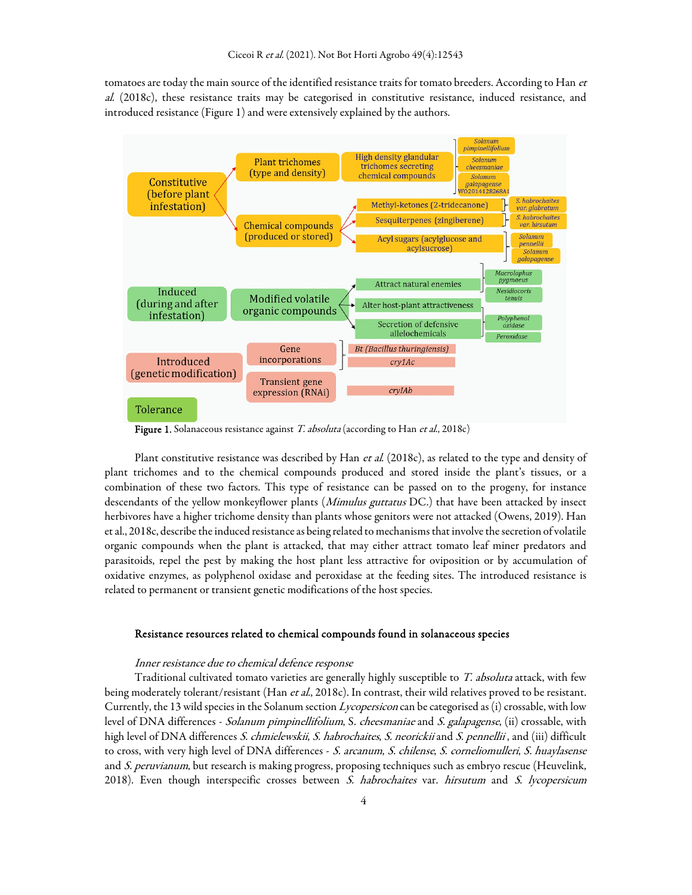tomatoes are today the main source of the identified resistance traits for tomato breeders. According to Han *et al.* (2018c), these resistance traits may be categorised in constitutive resistance, induced resistance, and introduced resistance (Figure 1) and were extensively explained by the authors.

Figure 1. Solanaceous resistance against *T. absoluta* (according to Han *et al.*, 2018c)

Plant constitutive resistance was described by Han *et al.* (2018c), as related to the type and density of plant trichomes and to the chemical compounds produced and stored inside the plant's tissues, or a combination of these two factors. This type of resistance can be passed on to the progeny, for instance descendants of the yellow monkeyflower plants (*Mimulus guttatus* DC.) that have been attacked by insect herbivores have a higher trichome density than plants whose genitors were not attacked (Owens, 2019). Han et al., 2018c, describe the induced resistance as being related to mechanisms that involve the secretion of volatile organic compounds when the plant is attacked, that may either attract tomato leaf miner predators and parasitoids, repel the pest by making the host plant less attractive for oviposition or by accumulation of oxidative enzymes, as polyphenol oxidase and peroxidase at the feeding sites. The introduced resistance is related to permanent or transient genetic modifications of the host species.

## Resistance resources related to chemical compounds found in solanaceous species

### *Inner resistance due to chemical defence response*

Traditional cultivated tomato varieties are generally highly susceptible to *T. absoluta* attack, with few being moderately tolerant/resistant (Han *et al.*, 2018c). In contrast, their wild relatives proved to be resistant. Currently, the 13 wild species in the Solanum section *Lycopersicon* can be categorised as (i) crossable, with low level of DNA differences - *Solanum pimpinellifolium*, S. *cheesmaniae* and *S. galapagense*, (ii) crossable, with high level of DNA differences *S. chmielewskii*, *S. habrochaites*, *S. neorickii* and *S. pennellii* , and (iii) difficult to cross, with very high level of DNA differences - *S. arcanum*, *S. chilense*, *S. corneliomulleri*, *S. huaylasense* and *S. peruvianum*, but research is making progress, proposing techniques such as embryo rescue (Heuvelink, 2018). Even though interspecific crosses between *S. habrochaites* var. *hirsutum* and *S. lycopersicum*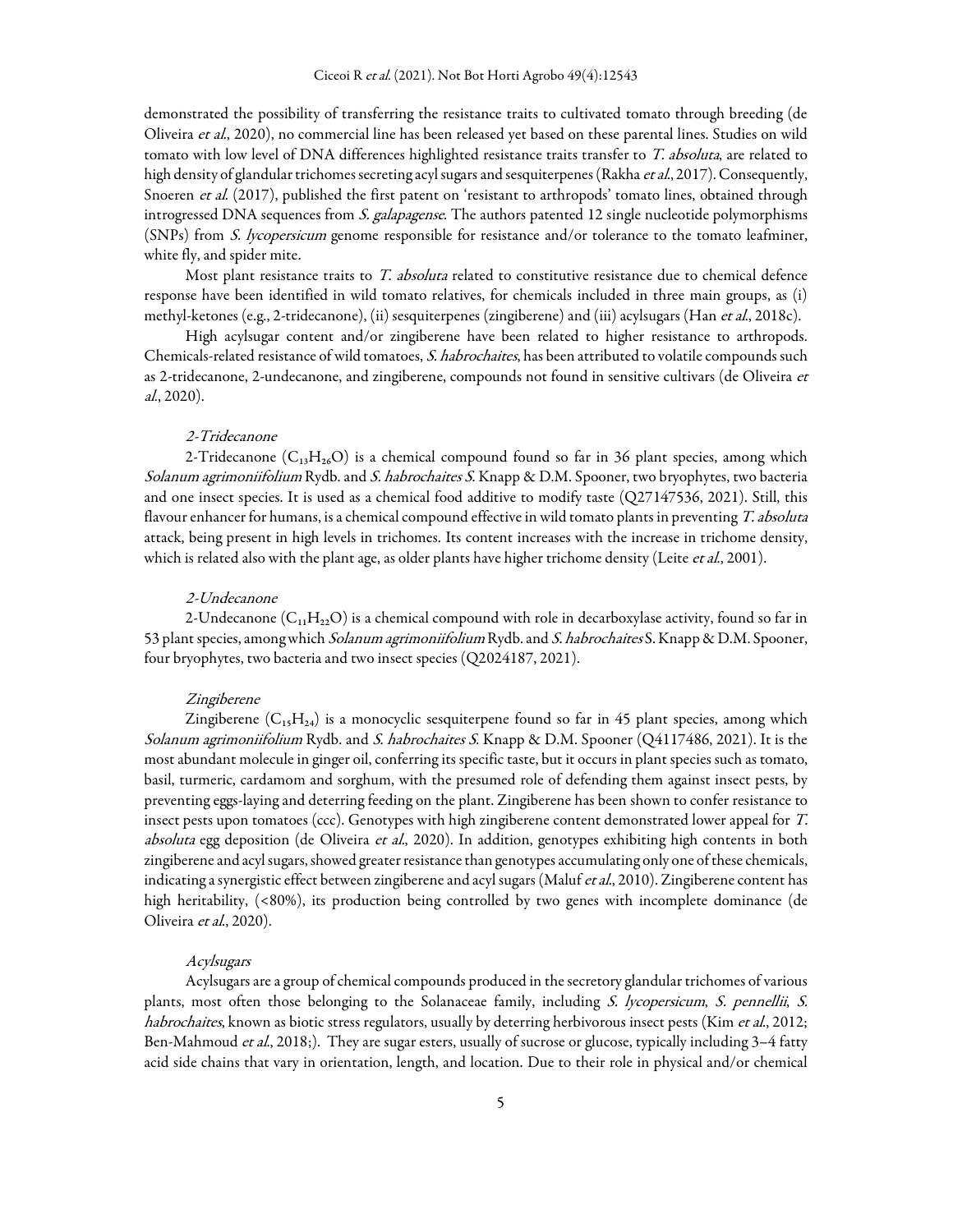demonstrated the possibility of transferring the resistance traits to cultivated tomato through breeding (de Oliveira *et al*., 2020), no commercial line has been released yet based on these parental lines. Studies on wild tomato with low level of DNA differences highlighted resistance traits transfer to *T. absoluta*, are related to high density of glandular trichomes secreting acyl sugars and sesquiterpenes (Rakha *et al*., 2017). Consequently, Snoeren *et al.* (2017), published the first patent on 'resistant to arthropods' tomato lines, obtained through introgressed DNA sequences from *S. galapagense*. The authors patented 12 single nucleotide polymorphisms (SNPs) from *S. lycopersicum* genome responsible for resistance and/or tolerance to the tomato leafminer, white fly, and spider mite.

Most plant resistance traits to *T. absoluta* related to constitutive resistance due to chemical defence response have been identified in wild tomato relatives, for chemicals included in three main groups, as (i) methyl-ketones (e.g., 2-tridecanone), (ii) sesquiterpenes (zingiberene) and (iii) acylsugars (Han *et al*., 2018c).

High acylsugar content and/or zingiberene have been related to higher resistance to arthropods. Chemicals-related resistance of wild tomatoes, *S. habrochaites*, has been attributed to volatile compounds such as 2-tridecanone, 2-undecanone, and zingiberene, compounds not found in sensitive cultivars (de Oliveira *et al*., 2020).

#### *2-Tridecanone*

2-Tridecanone ($C_{13}H_{26}O$) is a chemical compound found so far in 36 plant species, among which *Solanum agrimoniifolium* Rydb. and *S. habrochaites S.* Knapp & D.M. Spooner, two bryophytes, two bacteria and one insect species. It is used as a chemical food additive to modify taste (Q27147536, 2021). Still, this flavour enhancer for humans, is a chemical compound effective in wild tomato plants in preventing *T. absoluta* attack, being present in high levels in trichomes. Its content increases with the increase in trichome density, which is related also with the plant age, as older plants have higher trichome density (Leite *et al*., 2001).

#### *2-Undecanone*

2-Undecanone ($C_{11}H_{22}O$) is a chemical compound with role in decarboxylase activity, found so far in 53 plant species, among which *Solanum agrimoniifolium* Rydb. and *S. habrochaites* S. Knapp & D.M. Spooner, four bryophytes, two bacteria and two insect species (Q2024187, 2021).

#### *Zingiberene*

Zingiberene ($C_{15}H_{24}$) is a monocyclic sesquiterpene found so far in 45 plant species, among which *Solanum agrimoniifolium* Rydb. and *S. habrochaites S.* Knapp & D.M. Spooner (Q4117486, 2021). It is the most abundant molecule in ginger oil, conferring its specific taste, but it occurs in plant species such as tomato, basil, turmeric, cardamom and sorghum, with the presumed role of defending them against insect pests, by preventing eggs-laying and deterring feeding on the plant. Zingiberene has been shown to confer resistance to insect pests upon tomatoes (ccc). Genotypes with high zingiberene content demonstrated lower appeal for *T. absoluta* egg deposition (de Oliveira *et al*., 2020). In addition, genotypes exhibiting high contents in both zingiberene and acyl sugars, showed greater resistance than genotypes accumulating only one of these chemicals, indicating a synergistic effect between zingiberene and acyl sugars (Maluf *et al*., 2010). Zingiberene content has high heritability, (<80%), its production being controlled by two genes with incomplete dominance (de Oliveira *et al*., 2020).

#### *Acylsugars*

Acylsugars are a group of chemical compounds produced in the secretory glandular trichomes of various plants, most often those belonging to the Solanaceae family, including *S. lycopersicum*, *S. pennellii*, *S. habrochaites*, known as biotic stress regulators, usually by deterring herbivorous insect pests (Kim *et al*., 2012; Ben-Mahmoud *et al*., 2018;). They are sugar esters, usually of sucrose or glucose, typically including 3–4 fatty acid side chains that vary in orientation, length, and location. Due to their role in physical and/or chemical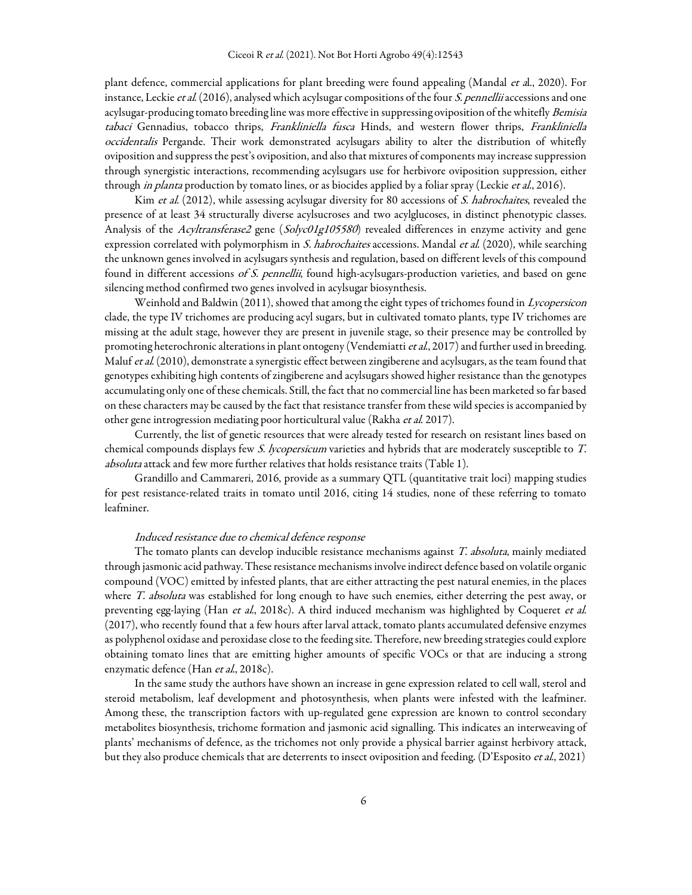plant defence, commercial applications for plant breeding were found appealing (Mandal *et a*l., 2020). For instance, Leckie *et al.* (2016), analysed which acylsugar compositions of the four *S. pennellii* accessions and one acylsugar-producing tomato breeding line was more effective in suppressing oviposition of the whitefly *Bemisia tabaci* Gennadius, tobacco thrips, *Frankliniella fusca* Hinds, and western flower thrips, *Frankliniella occidentalis* Pergande. Their work demonstrated acylsugars ability to alter the distribution of whitefly oviposition and suppress the pest's oviposition, and also that mixtures of components may increase suppression through synergistic interactions, recommending acylsugars use for herbivore oviposition suppression, either through *in planta* production by tomato lines, or as biocides applied by a foliar spray (Leckie *et al*., 2016).

Kim *et al.* (2012), while assessing acylsugar diversity for 80 accessions of *S. habrochaites*, revealed the presence of at least 34 structurally diverse acylsucroses and two acylglucoses, in distinct phenotypic classes. Analysis of the *Acyltransferase2* gene (*Solyc01g105580*) revealed differences in enzyme activity and gene expression correlated with polymorphism in *S. habrochaites* accessions. Mandal *et al.* (2020), while searching the unknown genes involved in acylsugars synthesis and regulation, based on different levels of this compound found in different accessions *of S. pennellii*, found high-acylsugars-production varieties, and based on gene silencing method confirmed two genes involved in acylsugar biosynthesis.

Weinhold and Baldwin (2011), showed that among the eight types of trichomes found in *Lycopersicon* clade, the type IV trichomes are producing acyl sugars, but in cultivated tomato plants, type IV trichomes are missing at the adult stage, however they are present in juvenile stage, so their presence may be controlled by promoting heterochronic alterations in plant ontogeny (Vendemiatti *et al*., 2017) and further used in breeding. Maluf *et al.* (2010), demonstrate a synergistic effect between zingiberene and acylsugars, as the team found that genotypes exhibiting high contents of zingiberene and acylsugars showed higher resistance than the genotypes accumulating only one of these chemicals. Still, the fact that no commercial line has been marketed so far based on these characters may be caused by the fact that resistance transfer from these wild species is accompanied by other gene introgression mediating poor horticultural value (Rakha *et al.* 2017).

Currently, the list of genetic resources that were already tested for research on resistant lines based on chemical compounds displays few *S. lycopersicum* varieties and hybrids that are moderately susceptible to *T. absoluta* attack and few more further relatives that holds resistance traits (Table 1).

Grandillo and Cammareri, 2016, provide as a summary QTL (quantitative trait loci) mapping studies for pest resistance-related traits in tomato until 2016, citing 14 studies, none of these referring to tomato leafminer.

*Induced resistance due to chemical defence response*

The tomato plants can develop inducible resistance mechanisms against *T. absoluta*, mainly mediated through jasmonic acid pathway. These resistance mechanisms involve indirect defence based on volatile organic compound (VOC) emitted by infested plants, that are either attracting the pest natural enemies, in the places where *T. absoluta* was established for long enough to have such enemies, either deterring the pest away, or preventing egg-laying (Han *et al*., 2018c). A third induced mechanism was highlighted by Coqueret *et al.* (2017), who recently found that a few hours after larval attack, tomato plants accumulated defensive enzymes as polyphenol oxidase and peroxidase close to the feeding site. Therefore, new breeding strategies could explore obtaining tomato lines that are emitting higher amounts of specific VOCs or that are inducing a strong enzymatic defence (Han *et al*., 2018c).

In the same study the authors have shown an increase in gene expression related to cell wall, sterol and steroid metabolism, leaf development and photosynthesis, when plants were infested with the leafminer. Among these, the transcription factors with up-regulated gene expression are known to control secondary metabolites biosynthesis, trichome formation and jasmonic acid signalling. This indicates an interweaving of plants' mechanisms of defence, as the trichomes not only provide a physical barrier against herbivory attack, but they also produce chemicals that are deterrents to insect oviposition and feeding. (D'Esposito *et al*., 2021)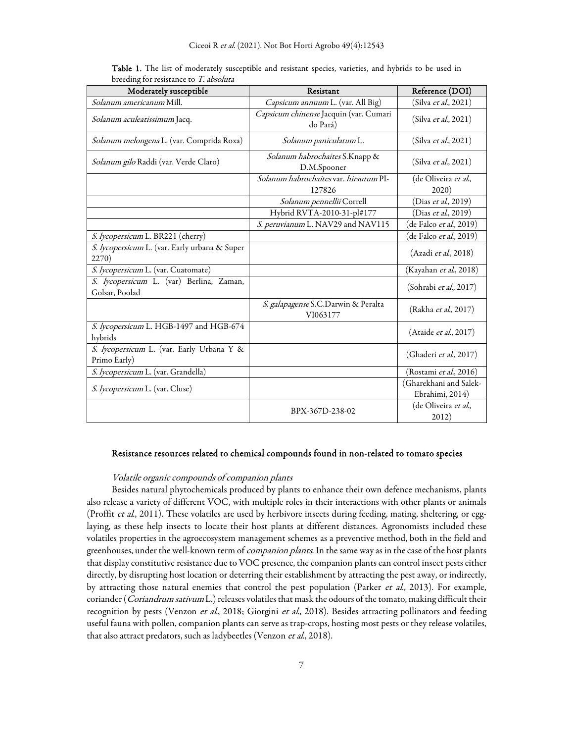**Table 1.** The list of moderately susceptible and resistant species, varieties, and hybrids to be used in breeding for resistance to *T. absoluta*

| Moderately susceptible | Resistant | Reference (DOI) |
|---|---|---|
| *Solanum americanum* Mill. | *Capsicum annuum* L. (var. All Big) | (Silva *et al*., 2021) |
| *Solanum aculeatissimum* Jacq. | *Capsicum chinense* Jacquin (var. Cumari do Pará) | (Silva *et al*., 2021) |
| *Solanum melongena* L. (var. Comprida Roxa) | *Solanum paniculatum* L. | (Silva *et al*., 2021) |
| *Solanum gilo* Raddi (var. Verde Claro) | *Solanum habrochaites* S.Knapp & D.M.Spooner | (Silva *et al*., 2021) |
| | *Solanum habrochaites* var. *hirsutum* PI-127826 | (de Oliveira *et al*., 2020) |
| | *Solanum pennellii* Correll | (Dias *et al*., 2019) |
| | Hybrid RVTA-2010-31-pl#177 | (Dias *et al*., 2019) |
| | *S. peruvianum* L. NAV29 and NAV115 | (de Falco *et al*., 2019) |
| *S. lycopersicum* L. BR221 (cherry) | | (de Falco *et al*., 2019) |
| *S. lycopersicum* L. (var. Early urbana & Super 2270) | | (Azadi *et al*., 2018) |
| *S. lycopersicum* L. (var. Cuatomate) | | (Kayahan *et al*., 2018) |
| *S. lycopersicum* L. (var) Berlina, Zaman, Golsar, Poolad | | (Sohrabi *et al*., 2017) |
| | *S. galapagense* S.C.Darwin & Peralta VI063177 | (Rakha *et al*., 2017) |
| *S. lycopersicum* L. HGB-1497 and HGB-674 hybrids | | (Ataide *et al*., 2017) |
| *S. lycopersicum* L. (var. Early Urbana Y & Primo Early) | | (Ghaderi *et al*., 2017) |
| *S. lycopersicum* L. (var. Grandella) | | (Rostami *et al*., 2016) |
| *S. lycopersicum* L. (var. Cluse) | | (Gharekhani and Salek-Ebrahimi, 2014) |
| | BPX-367D-238-02 | (de Oliveira *et al*., 2012) |

## Resistance resources related to chemical compounds found in non-related to tomato species

### *Volatile organic compounds of companion plants*

Besides natural phytochemicals produced by plants to enhance their own defence mechanisms, plants also release a variety of different VOC, with multiple roles in their interactions with other plants or animals (Proffit *et al*., 2011). These volatiles are used by herbivore insects during feeding, mating, sheltering, or egg-laying, as these help insects to locate their host plants at different distances. Agronomists included these volatiles properties in the agroecosystem management schemes as a preventive method, both in the field and greenhouses, under the well-known term of *companion plants*. In the same way as in the case of the host plants that display constitutive resistance due to VOC presence, the companion plants can control insect pests either directly, by disrupting host location or deterring their establishment by attracting the pest away, or indirectly, by attracting those natural enemies that control the pest population (Parker *et al*., 2013). For example, coriander (*Coriandrum sativum* L.) releases volatiles that mask the odours of the tomato, making difficult their recognition by pests (Venzon *et al*., 2018; Giorgini *et al*., 2018). Besides attracting pollinators and feeding useful fauna with pollen, companion plants can serve as trap-crops, hosting most pests or they release volatiles, that also attract predators, such as ladybeetles (Venzon *et al*., 2018).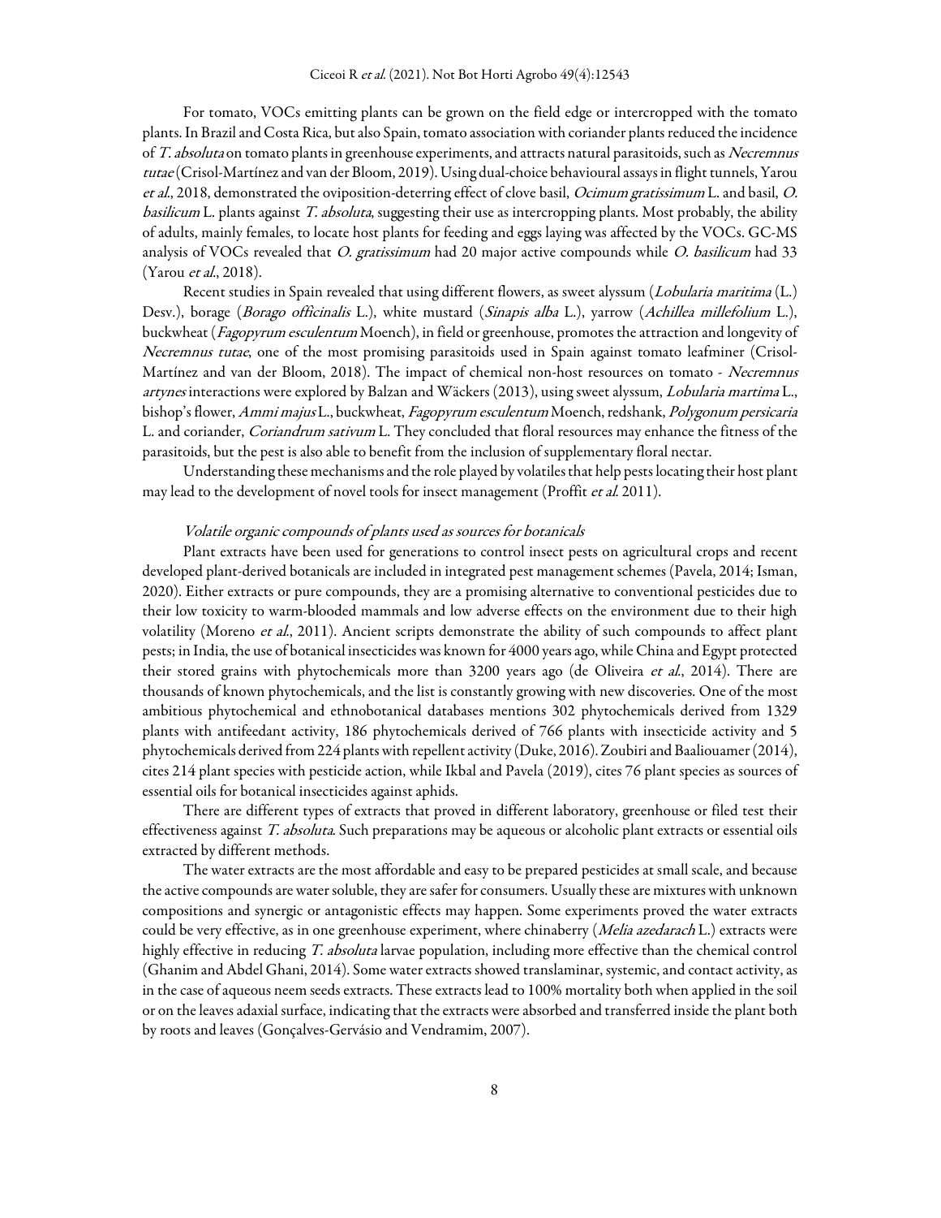For tomato, VOCs emitting plants can be grown on the field edge or intercropped with the tomato plants. In Brazil and Costa Rica, but also Spain, tomato association with coriander plants reduced the incidence of *T. absoluta* on tomato plants in greenhouse experiments, and attracts natural parasitoids, such as *Necremnus tutae* (Crisol-Martínez and van der Bloom, 2019). Using dual-choice behavioural assays in flight tunnels, Yarou *et al*., 2018, demonstrated the oviposition-deterring effect of clove basil, *Ocimum gratissimum* L. and basil, *O. basilicum* L. plants against *T. absoluta*, suggesting their use as intercropping plants. Most probably, the ability of adults, mainly females, to locate host plants for feeding and eggs laying was affected by the VOCs. GC-MS analysis of VOCs revealed that *O. gratissimum* had 20 major active compounds while *O. basilicum* had 33 (Yarou *et al*., 2018).

Recent studies in Spain revealed that using different flowers, as sweet alyssum (*Lobularia maritima* (L.) Desv.), borage (*Borago officinalis* L.), white mustard (*Sinapis alba* L.), yarrow (*Achillea millefolium* L.), buckwheat (*Fagopyrum esculentum* Moench), in field or greenhouse, promotes the attraction and longevity of *Necremnus tutae*, one of the most promising parasitoids used in Spain against tomato leafminer (Crisol-Martínez and van der Bloom, 2018). The impact of chemical non-host resources on tomato - *Necremnus artynes* interactions were explored by Balzan and Wäckers (2013), using sweet alyssum, *Lobularia martima* L., bishop's flower, *Ammi majus* L., buckwheat, *Fagopyrum esculentum* Moench, redshank, *Polygonum persicaria* L. and coriander, *Coriandrum sativum* L. They concluded that floral resources may enhance the fitness of the parasitoids, but the pest is also able to benefit from the inclusion of supplementary floral nectar.

Understanding these mechanisms and the role played by volatiles that help pests locating their host plant may lead to the development of novel tools for insect management (Proffit *et al.* 2011).

#### *Volatile organic compounds of plants used as sources for botanicals*

Plant extracts have been used for generations to control insect pests on agricultural crops and recent developed plant-derived botanicals are included in integrated pest management schemes (Pavela, 2014; Isman, 2020). Either extracts or pure compounds, they are a promising alternative to conventional pesticides due to their low toxicity to warm-blooded mammals and low adverse effects on the environment due to their high volatility (Moreno *et al*., 2011). Ancient scripts demonstrate the ability of such compounds to affect plant pests; in India, the use of botanical insecticides was known for 4000 years ago, while China and Egypt protected their stored grains with phytochemicals more than 3200 years ago (de Oliveira *et al*., 2014). There are thousands of known phytochemicals, and the list is constantly growing with new discoveries. One of the most ambitious phytochemical and ethnobotanical databases mentions 302 phytochemicals derived from 1329 plants with antifeedant activity, 186 phytochemicals derived of 766 plants with insecticide activity and 5 phytochemicals derived from 224 plants with repellent activity (Duke, 2016). Zoubiri and Baaliouamer (2014), cites 214 plant species with pesticide action, while Ikbal and Pavela (2019), cites 76 plant species as sources of essential oils for botanical insecticides against aphids.

There are different types of extracts that proved in different laboratory, greenhouse or filed test their effectiveness against *T. absoluta*. Such preparations may be aqueous or alcoholic plant extracts or essential oils extracted by different methods.

The water extracts are the most affordable and easy to be prepared pesticides at small scale, and because the active compounds are water soluble, they are safer for consumers. Usually these are mixtures with unknown compositions and synergic or antagonistic effects may happen. Some experiments proved the water extracts could be very effective, as in one greenhouse experiment, where chinaberry (*Melia azedarach* L.) extracts were highly effective in reducing *T. absoluta* larvae population, including more effective than the chemical control (Ghanim and Abdel Ghani, 2014). Some water extracts showed translaminar, systemic, and contact activity, as in the case of aqueous neem seeds extracts. These extracts lead to 100% mortality both when applied in the soil or on the leaves adaxial surface, indicating that the extracts were absorbed and transferred inside the plant both by roots and leaves (Gonçalves-Gervásio and Vendramim, 2007).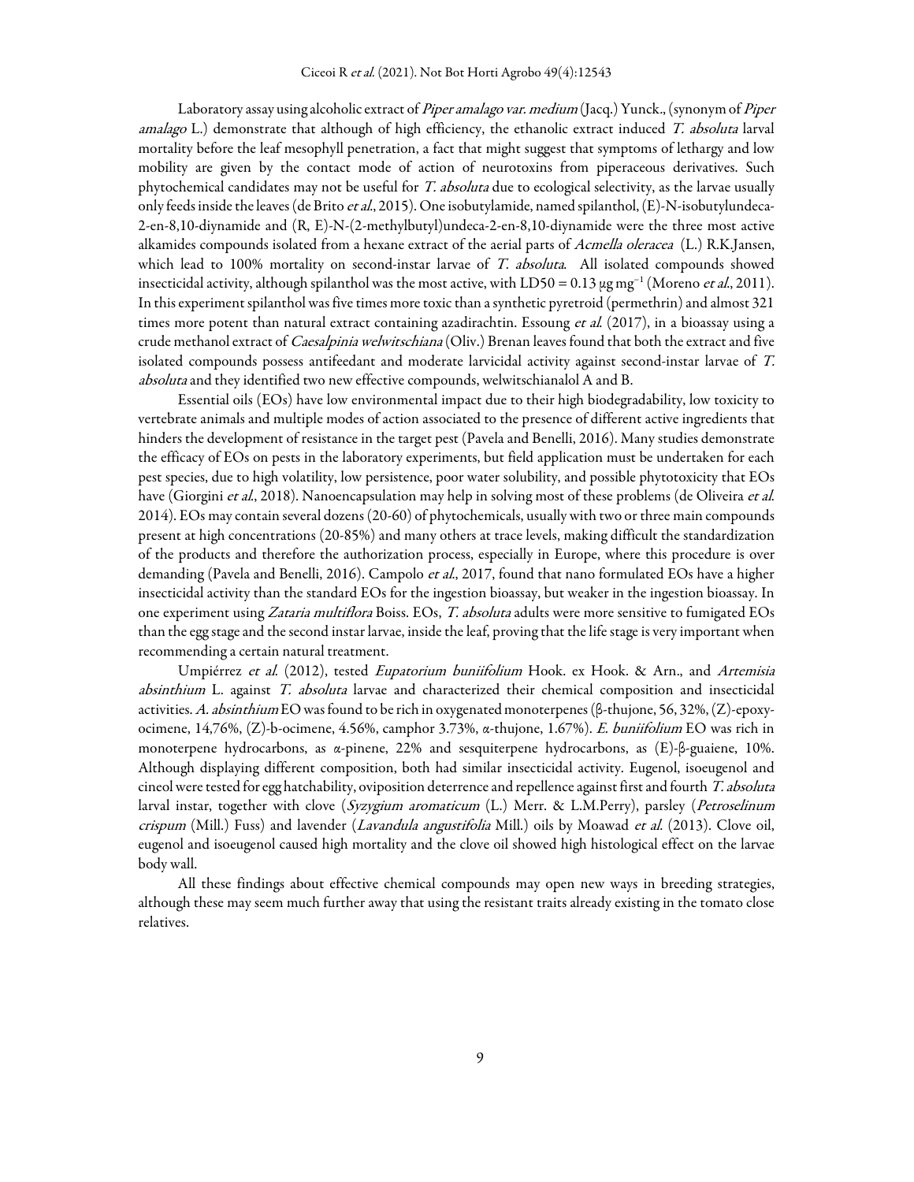Laboratory assay using alcoholic extract of *Piper amalago var. medium* (Jacq.) Yunck., (synonym of *Piper amalago* L.) demonstrate that although of high efficiency, the ethanolic extract induced *T. absoluta* larval mortality before the leaf mesophyll penetration, a fact that might suggest that symptoms of lethargy and low mobility are given by the contact mode of action of neurotoxins from piperaceous derivatives. Such phytochemical candidates may not be useful for *T. absoluta* due to ecological selectivity, as the larvae usually only feeds inside the leaves (de Brito *et al.*, 2015). One isobutylamide, named spilanthol, (E)-N-isobutylundeca-2-en-8,10-diynamide and (R, E)-N-(2-methylbutyl)undeca-2-en-8,10-diynamide were the three most active alkamides compounds isolated from a hexane extract of the aerial parts of *Acmella oleracea* (L.) R.K.Jansen, which lead to 100% mortality on second-instar larvae of *T. absoluta*. All isolated compounds showed insecticidal activity, although spilanthol was the most active, with LD50 = 0.13 µg mg$^{-1}$ (Moreno *et al.*, 2011). In this experiment spilanthol was five times more toxic than a synthetic pyretroid (permethrin) and almost 321 times more potent than natural extract containing azadirachtin. Essoung *et al.* (2017), in a bioassay using a crude methanol extract of *Caesalpinia welwitschiana* (Oliv.) Brenan leaves found that both the extract and five isolated compounds possess antifeedant and moderate larvicidal activity against second-instar larvae of *T. absoluta* and they identified two new effective compounds, welwitschianalol A and B.

Essential oils (EOs) have low environmental impact due to their high biodegradability, low toxicity to vertebrate animals and multiple modes of action associated to the presence of different active ingredients that hinders the development of resistance in the target pest (Pavela and Benelli, 2016). Many studies demonstrate the efficacy of EOs on pests in the laboratory experiments, but field application must be undertaken for each pest species, due to high volatility, low persistence, poor water solubility, and possible phytotoxicity that EOs have (Giorgini *et al.*, 2018). Nanoencapsulation may help in solving most of these problems (de Oliveira *et al.* 2014). EOs may contain several dozens (20-60) of phytochemicals, usually with two or three main compounds present at high concentrations (20-85%) and many others at trace levels, making difficult the standardization of the products and therefore the authorization process, especially in Europe, where this procedure is over demanding (Pavela and Benelli, 2016). Campolo *et al.*, 2017, found that nano formulated EOs have a higher insecticidal activity than the standard EOs for the ingestion bioassay, but weaker in the ingestion bioassay. In one experiment using *Zataria multiflora* Boiss. EOs, *T. absoluta* adults were more sensitive to fumigated EOs than the egg stage and the second instar larvae, inside the leaf, proving that the life stage is very important when recommending a certain natural treatment.

Umpiérrez *et al.* (2012), tested *Eupatorium buniifolium* Hook. ex Hook. & Arn., and *Artemisia absinthium* L. against *T. absoluta* larvae and characterized their chemical composition and insecticidal activities. *A. absinthium* EO was found to be rich in oxygenated monoterpenes (β-thujone, 56, 32%, (Z)-epoxy-ocimene, 14,76%, (Z)-b-ocimene, 4.56%, camphor 3.73%, α-thujone, 1.67%). *E. buniifolium* EO was rich in monoterpene hydrocarbons, as α-pinene, 22% and sesquiterpene hydrocarbons, as (E)-β-guaiene, 10%. Although displaying different composition, both had similar insecticidal activity. Eugenol, isoeugenol and cineol were tested for egg hatchability, oviposition deterrence and repellence against first and fourth *T. absoluta* larval instar, together with clove (*Syzygium aromaticum* (L.) Merr. & L.M.Perry), parsley (*Petroselinum crispum* (Mill.) Fuss) and lavender (*Lavandula angustifolia* Mill.) oils by Moawad *et al.* (2013). Clove oil, eugenol and isoeugenol caused high mortality and the clove oil showed high histological effect on the larvae body wall.

All these findings about effective chemical compounds may open new ways in breeding strategies, although these may seem much further away that using the resistant traits already existing in the tomato close relatives.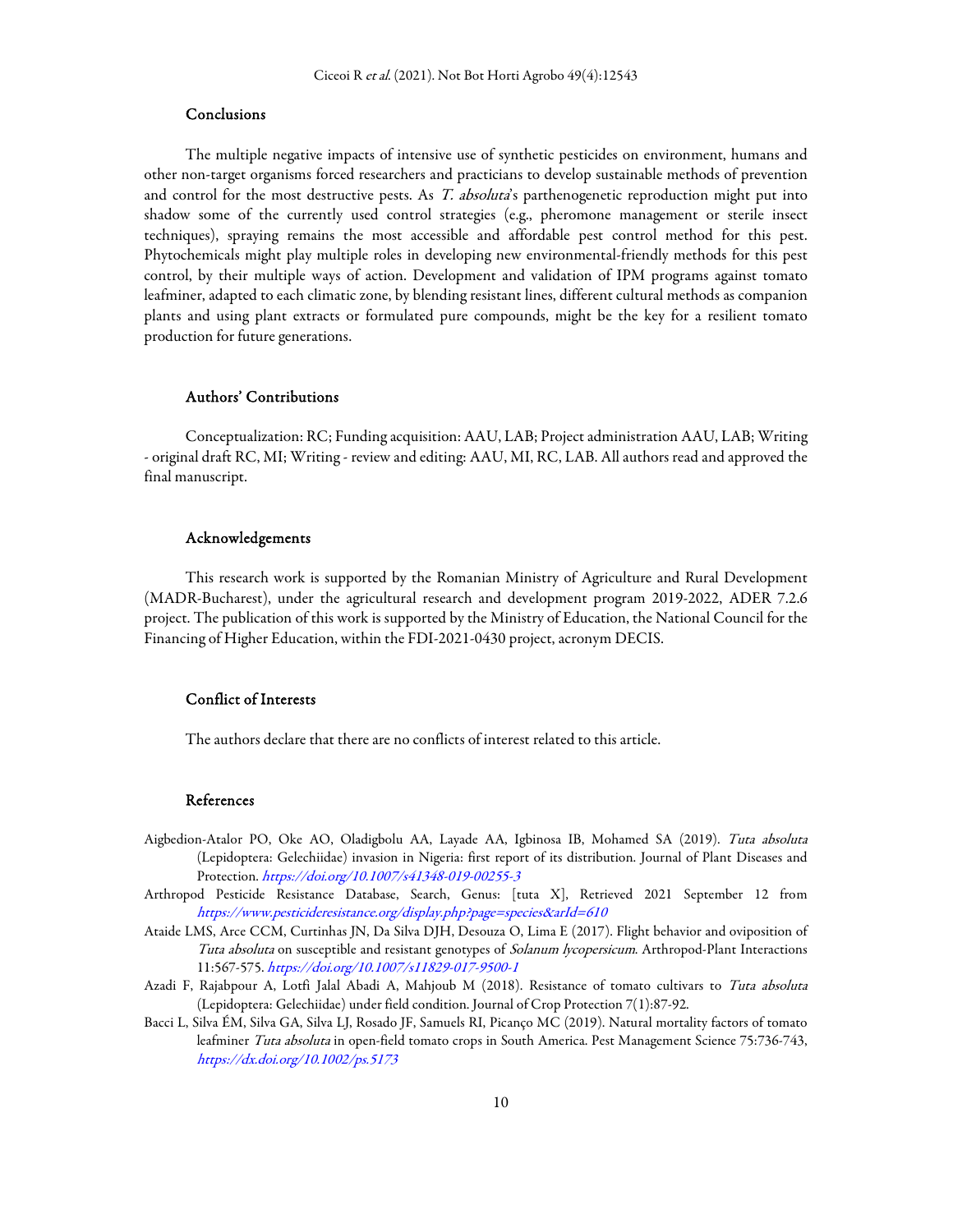## Conclusions

The multiple negative impacts of intensive use of synthetic pesticides on environment, humans and other non-target organisms forced researchers and practicians to develop sustainable methods of prevention and control for the most destructive pests. As *T. absoluta*'s parthenogenetic reproduction might put into shadow some of the currently used control strategies (e.g., pheromone management or sterile insect techniques), spraying remains the most accessible and affordable pest control method for this pest. Phytochemicals might play multiple roles in developing new environmental-friendly methods for this pest control, by their multiple ways of action. Development and validation of IPM programs against tomato leafminer, adapted to each climatic zone, by blending resistant lines, different cultural methods as companion plants and using plant extracts or formulated pure compounds, might be the key for a resilient tomato production for future generations.

## Authors' Contributions

Conceptualization: RC; Funding acquisition: AAU, LAB; Project administration AAU, LAB; Writing - original draft RC, MI; Writing - review and editing: AAU, MI, RC, LAB. All authors read and approved the final manuscript.

## Acknowledgements

This research work is supported by the Romanian Ministry of Agriculture and Rural Development (MADR-Bucharest), under the agricultural research and development program 2019-2022, ADER 7.2.6 project. The publication of this work is supported by the Ministry of Education, the National Council for the Financing of Higher Education, within the FDI-2021-0430 project, acronym DECIS.

## Conflict of Interests

The authors declare that there are no conflicts of interest related to this article.

## References

Aigbedion-Atalor PO, Oke AO, Oladigbolu AA, Layade AA, Igbinosa IB, Mohamed SA (2019). *Tuta absoluta* (Lepidoptera: Gelechiidae) invasion in Nigeria: first report of its distribution. Journal of Plant Diseases and Protection. *https://doi.org/10.1007/s41348-019-00255-3*

Arthropod Pesticide Resistance Database, Search, Genus: [tuta X], Retrieved 2021 September 12 from *https://www.pesticideresistance.org/display.php?page=species&arId=610*

Ataide LMS, Arce CCM, Curtinhas JN, Da Silva DJH, Desouza O, Lima E (2017). Flight behavior and oviposition of *Tuta absoluta* on susceptible and resistant genotypes of *Solanum lycopersicum*. Arthropod-Plant Interactions 11:567-575. *https://doi.org/10.1007/s11829-017-9500-1*

Azadi F, Rajabpour A, Lotfi Jalal Abadi A, Mahjoub M (2018). Resistance of tomato cultivars to *Tuta absoluta* (Lepidoptera: Gelechiidae) under field condition. Journal of Crop Protection 7(1):87-92.

Bacci L, Silva ÉM, Silva GA, Silva LJ, Rosado JF, Samuels RI, Picanço MC (2019). Natural mortality factors of tomato leafminer *Tuta absoluta* in open-field tomato crops in South America. Pest Management Science 75:736-743, *https://dx.doi.org/10.1002/ps.5173*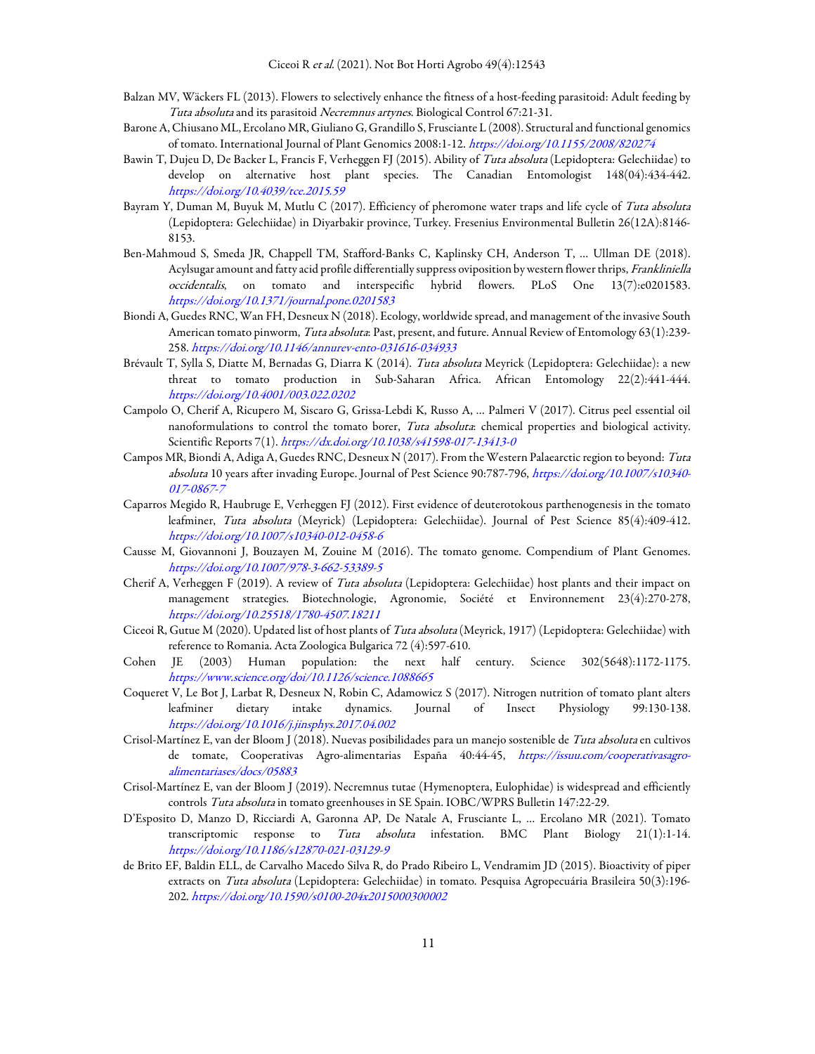Balzan MV, Wäckers FL (2013). Flowers to selectively enhance the fitness of a host-feeding parasitoid: Adult feeding by *Tuta absoluta* and its parasitoid *Necremnus artynes*. Biological Control 67:21-31.

Barone A, Chiusano ML, Ercolano MR, Giuliano G, Grandillo S, Frusciante L (2008). Structural and functional genomics of tomato. International Journal of Plant Genomics 2008:1-12. https://doi.org/10.1155/2008/820274

Bawin T, Dujeu D, De Backer L, Francis F, Verheggen FJ (2015). Ability of *Tuta absoluta* (Lepidoptera: Gelechiidae) to develop on alternative host plant species. The Canadian Entomologist 148(04):434-442. https://doi.org/10.4039/tce.2015.59

Bayram Y, Duman M, Buyuk M, Mutlu C (2017). Efficiency of pheromone water traps and life cycle of *Tuta absoluta* (Lepidoptera: Gelechiidae) in Diyarbakir province, Turkey. Fresenius Environmental Bulletin 26(12A):8146-8153.

Ben-Mahmoud S, Smeda JR, Chappell TM, Stafford-Banks C, Kaplinsky CH, Anderson T, … Ullman DE (2018). Acylsugar amount and fatty acid profile differentially suppress oviposition by western flower thrips, *Frankliniella occidentalis*, on tomato and interspecific hybrid flowers. PLoS One 13(7):e0201583. https://doi.org/10.1371/journal.pone.0201583

Biondi A, Guedes RNC, Wan FH, Desneux N (2018). Ecology, worldwide spread, and management of the invasive South American tomato pinworm, *Tuta absoluta*: Past, present, and future. Annual Review of Entomology 63(1):239-258. https://doi.org/10.1146/annurev-ento-031616-034933

Brévault T, Sylla S, Diatte M, Bernadas G, Diarra K (2014). *Tuta absoluta* Meyrick (Lepidoptera: Gelechiidae): a new threat to tomato production in Sub-Saharan Africa. African Entomology 22(2):441-444. https://doi.org/10.4001/003.022.0202

Campolo O, Cherif A, Ricupero M, Siscaro G, Grissa-Lebdi K, Russo A, … Palmeri V (2017). Citrus peel essential oil nanoformulations to control the tomato borer, *Tuta absoluta*: chemical properties and biological activity. Scientific Reports 7(1). https://dx.doi.org/10.1038/s41598-017-13413-0

Campos MR, Biondi A, Adiga A, Guedes RNC, Desneux N (2017). From the Western Palaearctic region to beyond: *Tuta absoluta* 10 years after invading Europe. Journal of Pest Science 90:787-796, https://doi.org/10.1007/s10340-017-0867-7

Caparros Megido R, Haubruge E, Verheggen FJ (2012). First evidence of deuterotokous parthenogenesis in the tomato leafminer, *Tuta absoluta* (Meyrick) (Lepidoptera: Gelechiidae). Journal of Pest Science 85(4):409-412. https://doi.org/10.1007/s10340-012-0458-6

Causse M, Giovannoni J, Bouzayen M, Zouine M (2016). The tomato genome. Compendium of Plant Genomes. https://doi.org/10.1007/978-3-662-53389-5

Cherif A, Verheggen F (2019). A review of *Tuta absoluta* (Lepidoptera: Gelechiidae) host plants and their impact on management strategies. Biotechnologie, Agronomie, Société et Environnement 23(4):270-278, https://doi.org/10.25518/1780-4507.18211

Ciceoi R, Gutue M (2020). Updated list of host plants of *Tuta absoluta* (Meyrick, 1917) (Lepidoptera: Gelechiidae) with reference to Romania. Acta Zoologica Bulgarica 72 (4):597-610.

Cohen JE (2003) Human population: the next half century. Science 302(5648):1172-1175. https://www.science.org/doi/10.1126/science.1088665

Coqueret V, Le Bot J, Larbat R, Desneux N, Robin C, Adamowicz S (2017). Nitrogen nutrition of tomato plant alters leafminer dietary intake dynamics. Journal of Insect Physiology 99:130-138. https://doi.org/10.1016/j.jinsphys.2017.04.002

Crisol-Martínez E, van der Bloom J (2018). Nuevas posibilidades para un manejo sostenible de *Tuta absoluta* en cultivos de tomate, Cooperativas Agro-alimentarias España 40:44-45, https://issuu.com/cooperativasagro-alimentariases/docs/05883

Crisol-Martínez E, van der Bloom J (2019). Necremnus tutae (Hymenoptera, Eulophidae) is widespread and efficiently controls *Tuta absoluta* in tomato greenhouses in SE Spain. IOBC/WPRS Bulletin 147:22-29.

D'Esposito D, Manzo D, Ricciardi A, Garonna AP, De Natale A, Frusciante L, … Ercolano MR (2021). Tomato transcriptomic response to *Tuta absoluta* infestation. BMC Plant Biology 21(1):1-14. https://doi.org/10.1186/s12870-021-03129-9

de Brito EF, Baldin ELL, de Carvalho Macedo Silva R, do Prado Ribeiro L, Vendramim JD (2015). Bioactivity of piper extracts on *Tuta absoluta* (Lepidoptera: Gelechiidae) in tomato. Pesquisa Agropecuária Brasileira 50(3):196-202. https://doi.org/10.1590/s0100-204x2015000300002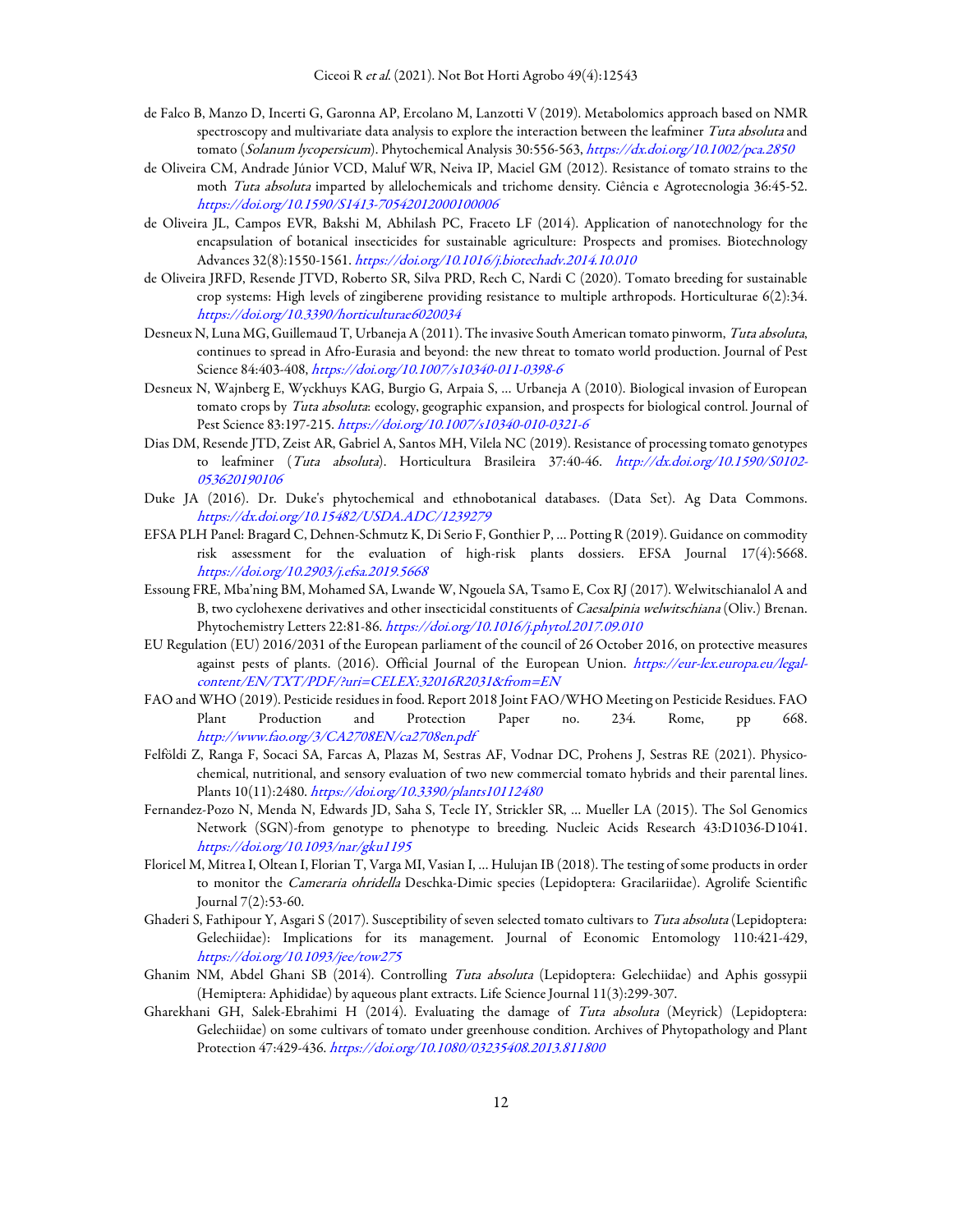de Falco B, Manzo D, Incerti G, Garonna AP, Ercolano M, Lanzotti V (2019). Metabolomics approach based on NMR spectroscopy and multivariate data analysis to explore the interaction between the leafminer *Tuta absoluta* and tomato (*Solanum lycopersicum*). Phytochemical Analysis 30:556-563, *https://dx.doi.org/10.1002/pca.2850*

de Oliveira CM, Andrade Júnior VCD, Maluf WR, Neiva IP, Maciel GM (2012). Resistance of tomato strains to the moth *Tuta absoluta* imparted by allelochemicals and trichome density. Ciência e Agrotecnologia 36:45-52. *https://doi.org/10.1590/S1413-70542012000100006*

de Oliveira JL, Campos EVR, Bakshi M, Abhilash PC, Fraceto LF (2014). Application of nanotechnology for the encapsulation of botanical insecticides for sustainable agriculture: Prospects and promises. Biotechnology Advances 32(8):1550-1561. *https://doi.org/10.1016/j.biotechadv.2014.10.010*

de Oliveira JRFD, Resende JTVD, Roberto SR, Silva PRD, Rech C, Nardi C (2020). Tomato breeding for sustainable crop systems: High levels of zingiberene providing resistance to multiple arthropods. Horticulturae 6(2):34. *https://doi.org/10.3390/horticulturae6020034*

Desneux N, Luna MG, Guillemaud T, Urbaneja A (2011). The invasive South American tomato pinworm, *Tuta absoluta*, continues to spread in Afro-Eurasia and beyond: the new threat to tomato world production. Journal of Pest Science 84:403-408, *https://doi.org/10.1007/s10340-011-0398-6*

Desneux N, Wajnberg E, Wyckhuys KAG, Burgio G, Arpaia S, ... Urbaneja A (2010). Biological invasion of European tomato crops by *Tuta absoluta*: ecology, geographic expansion, and prospects for biological control. Journal of Pest Science 83:197-215. *https://doi.org/10.1007/s10340-010-0321-6*

Dias DM, Resende JTD, Zeist AR, Gabriel A, Santos MH, Vilela NC (2019). Resistance of processing tomato genotypes to leafminer (*Tuta absoluta*). Horticultura Brasileira 37:40-46. *http://dx.doi.org/10.1590/S0102-053620190106*

Duke JA (2016). Dr. Duke's phytochemical and ethnobotanical databases. (Data Set). Ag Data Commons. *https://dx.doi.org/10.15482/USDA.ADC/1239279*

EFSA PLH Panel: Bragard C, Dehnen-Schmutz K, Di Serio F, Gonthier P, ... Potting R (2019). Guidance on commodity risk assessment for the evaluation of high-risk plants dossiers. EFSA Journal 17(4):5668. *https://doi.org/10.2903/j.efsa.2019.5668*

Essoung FRE, Mba'ning BM, Mohamed SA, Lwande W, Ngouela SA, Tsamo E, Cox RJ (2017). Welwitschianalol A and B, two cyclohexene derivatives and other insecticidal constituents of *Caesalpinia welwitschiana* (Oliv.) Brenan. Phytochemistry Letters 22:81-86. *https://doi.org/10.1016/j.phytol.2017.09.010*

EU Regulation (EU) 2016/2031 of the European parliament of the council of 26 October 2016, on protective measures against pests of plants. (2016). Official Journal of the European Union. *https://eur-lex.europa.eu/legal-content/EN/TXT/PDF/?uri=CELEX:32016R2031&from=EN*

FAO and WHO (2019). Pesticide residues in food. Report 2018 Joint FAO/WHO Meeting on Pesticide Residues. FAO Plant Production and Protection Paper no. 234. Rome, pp 668. *http://www.fao.org/3/CA2708EN/ca2708en.pdf*

Felföldi Z, Ranga F, Socaci SA, Farcas A, Plazas M, Sestras AF, Vodnar DC, Prohens J, Sestras RE (2021). Physico-chemical, nutritional, and sensory evaluation of two new commercial tomato hybrids and their parental lines. Plants 10(11):2480. *https://doi.org/10.3390/plants10112480*

Fernandez-Pozo N, Menda N, Edwards JD, Saha S, Tecle IY, Strickler SR, ... Mueller LA (2015). The Sol Genomics Network (SGN)-from genotype to phenotype to breeding. Nucleic Acids Research 43:D1036-D1041. *https://doi.org/10.1093/nar/gku1195*

Floricel M, Mitrea I, Oltean I, Florian T, Varga MI, Vasian I, ... Hulujan IB (2018). The testing of some products in order to monitor the *Cameraria ohridella* Deschka-Dimic species (Lepidoptera: Gracilariidae). Agrolife Scientific Journal 7(2):53-60.

Ghaderi S, Fathipour Y, Asgari S (2017). Susceptibility of seven selected tomato cultivars to *Tuta absoluta* (Lepidoptera: Gelechiidae): Implications for its management. Journal of Economic Entomology 110:421-429, *https://doi.org/10.1093/jee/tow275*

Ghanim NM, Abdel Ghani SB (2014). Controlling *Tuta absoluta* (Lepidoptera: Gelechiidae) and Aphis gossypii (Hemiptera: Aphididae) by aqueous plant extracts. Life Science Journal 11(3):299-307.

Gharekhani GH, Salek-Ebrahimi H (2014). Evaluating the damage of *Tuta absoluta* (Meyrick) (Lepidoptera: Gelechiidae) on some cultivars of tomato under greenhouse condition. Archives of Phytopathology and Plant Protection 47:429-436. *https://doi.org/10.1080/03235408.2013.811800*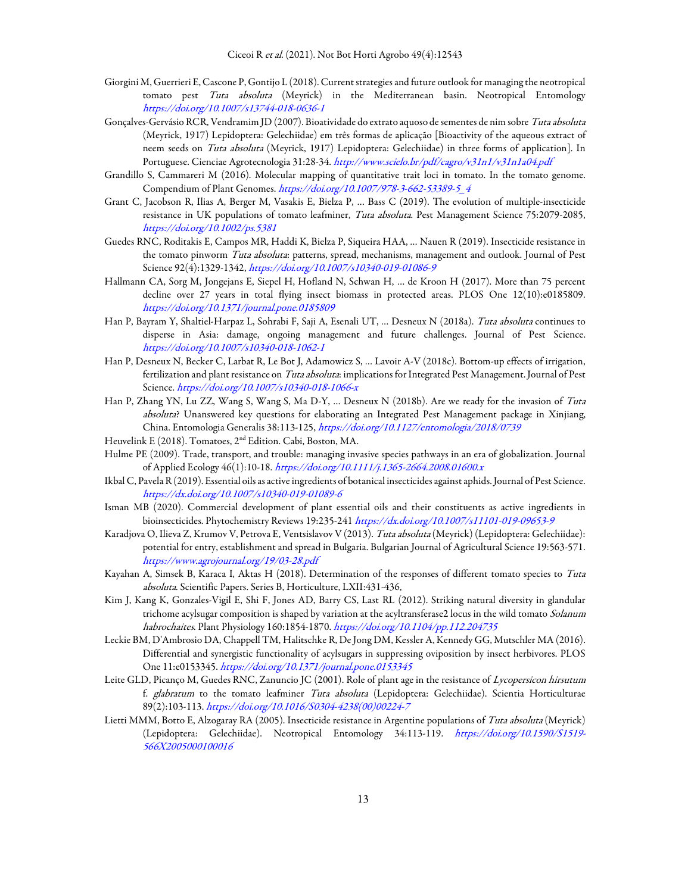Giorgini M, Guerrieri E, Cascone P, Gontijo L (2018). Current strategies and future outlook for managing the neotropical tomato pest *Tuta absoluta* (Meyrick) in the Mediterranean basin. Neotropical Entomology *https://doi.org/10.1007/s13744-018-0636-1*

Gonçalves-Gervásio RCR, Vendramim JD (2007). Bioatividade do extrato aquoso de sementes de nim sobre *Tuta absoluta* (Meyrick, 1917) Lepidoptera: Gelechiidae) em três formas de aplicação [Bioactivity of the aqueous extract of neem seeds on *Tuta absoluta* (Meyrick, 1917) Lepidoptera: Gelechiidae) in three forms of application]. In Portuguese. Cienciae Agrotecnologia 31:28-34. *http://www.scielo.br/pdf/cagro/v31n1/v31n1a04.pdf*

Grandillo S, Cammareri M (2016). Molecular mapping of quantitative trait loci in tomato. In the tomato genome. Compendium of Plant Genomes. *https://doi.org/10.1007/978-3-662-53389-5_4*

Grant C, Jacobson R, Ilias A, Berger M, Vasakis E, Bielza P, … Bass C (2019). The evolution of multiple-insecticide resistance in UK populations of tomato leafminer, *Tuta absoluta*. Pest Management Science 75:2079-2085, *https://doi.org/10.1002/ps.5381*

Guedes RNC, Roditakis E, Campos MR, Haddi K, Bielza P, Siqueira HAA, … Nauen R (2019). Insecticide resistance in the tomato pinworm *Tuta absoluta*: patterns, spread, mechanisms, management and outlook. Journal of Pest Science 92(4):1329-1342, *https://doi.org/10.1007/s10340-019-01086-9*

Hallmann CA, Sorg M, Jongejans E, Siepel H, Hofland N, Schwan H, … de Kroon H (2017). More than 75 percent decline over 27 years in total flying insect biomass in protected areas. PLOS One 12(10):e0185809. *https://doi.org/10.1371/journal.pone.0185809*

Han P, Bayram Y, Shaltiel-Harpaz L, Sohrabi F, Saji A, Esenali UT, … Desneux N (2018a). *Tuta absoluta* continues to disperse in Asia: damage, ongoing management and future challenges. Journal of Pest Science. *https://doi.org/10.1007/s10340-018-1062-1*

Han P, Desneux N, Becker C, Larbat R, Le Bot J, Adamowicz S, … Lavoir A-V (2018c). Bottom-up effects of irrigation, fertilization and plant resistance on *Tuta absoluta*: implications for Integrated Pest Management. Journal of Pest Science. *https://doi.org/10.1007/s10340-018-1066-x*

Han P, Zhang YN, Lu ZZ, Wang S, Wang S, Ma D-Y, … Desneux N (2018b). Are we ready for the invasion of *Tuta absoluta*? Unanswered key questions for elaborating an Integrated Pest Management package in Xinjiang, China. Entomologia Generalis 38:113-125, *https://doi.org/10.1127/entomologia/2018/0739*

Heuvelink E (2018). Tomatoes, 2nd Edition. Cabi, Boston, MA.

Hulme PE (2009). Trade, transport, and trouble: managing invasive species pathways in an era of globalization. Journal of Applied Ecology 46(1):10-18. *https://doi.org/10.1111/j.1365-2664.2008.01600.x*

Ikbal C, Pavela R (2019). Essential oils as active ingredients of botanical insecticides against aphids. Journal of Pest Science. *https://dx.doi.org/10.1007/s10340-019-01089-6*

Isman MB (2020). Commercial development of plant essential oils and their constituents as active ingredients in bioinsecticides. Phytochemistry Reviews 19:235-241 *https://dx.doi.org/10.1007/s11101-019-09653-9*

Karadjova O, Ilieva Z, Krumov V, Petrova E, Ventsislavov V (2013). *Tuta absoluta* (Meyrick) (Lepidoptera: Gelechiidae): potential for entry, establishment and spread in Bulgaria. Bulgarian Journal of Agricultural Science 19:563-571. *https://www.agrojournal.org/19/03-28.pdf*

Kayahan A, Simsek B, Karaca I, Aktas H (2018). Determination of the responses of different tomato species to *Tuta absoluta*. Scientific Papers. Series B, Horticulture, LXII:431-436,

Kim J, Kang K, Gonzales-Vigil E, Shi F, Jones AD, Barry CS, Last RL (2012). Striking natural diversity in glandular trichome acylsugar composition is shaped by variation at the acyltransferase2 locus in the wild tomato *Solanum habrochaites*. Plant Physiology 160:1854-1870. *https://doi.org/10.1104/pp.112.204735*

Leckie BM, D'Ambrosio DA, Chappell TM, Halitschke R, De Jong DM, Kessler A, Kennedy GG, Mutschler MA (2016). Differential and synergistic functionality of acylsugars in suppressing oviposition by insect herbivores. PLOS One 11:e0153345. *https://doi.org/10.1371/journal.pone.0153345*

Leite GLD, Picanço M, Guedes RNC, Zanuncio JC (2001). Role of plant age in the resistance of *Lycopersicon hirsutum* f. *glabratum* to the tomato leafminer *Tuta absoluta* (Lepidoptera: Gelechiidae). Scientia Horticulturae 89(2):103-113. *https://doi.org/10.1016/S0304-4238(00)00224-7*

Lietti MMM, Botto E, Alzogaray RA (2005). Insecticide resistance in Argentine populations of *Tuta absoluta* (Meyrick) (Lepidoptera: Gelechiidae). Neotropical Entomology 34:113-119. *https://doi.org/10.1590/S1519-566X2005000100016*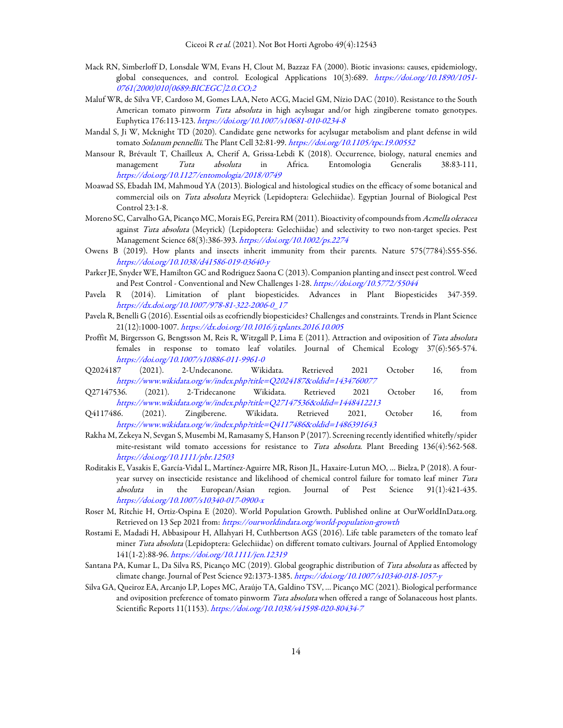Mack RN, Simberloff D, Lonsdale WM, Evans H, Clout M, Bazzaz FA (2000). Biotic invasions: causes, epidemiology, global consequences, and control. Ecological Applications 10(3):689. *https://doi.org/10.1890/1051-0761(2000)010[0689:BICEGC]2.0.CO;2*

Maluf WR, de Silva VF, Cardoso M, Gomes LAA, Neto ACG, Maciel GM, Nízio DAC (2010). Resistance to the South American tomato pinworm *Tuta absoluta* in high acylsugar and/or high zingiberene tomato genotypes. Euphytica 176:113-123. *https://doi.org/10.1007/s10681-010-0234-8*

Mandal S, Ji W, Mcknight TD (2020). Candidate gene networks for acylsugar metabolism and plant defense in wild tomato *Solanum pennellii*. The Plant Cell 32:81-99. *https://doi.org/10.1105/tpc.19.00552*

Mansour R, Brévault T, Chailleux A, Cherif A, Grissa-Lebdi K (2018). Occurrence, biology, natural enemies and management *Tuta absoluta* in Africa. Entomologia Generalis 38:83-111, *https://doi.org/10.1127/entomologia/2018/0749*

Moawad SS, Ebadah IM, Mahmoud YA (2013). Biological and histological studies on the efficacy of some botanical and commercial oils on *Tuta absoluta* Meyrick (Lepidoptera: Gelechiidae). Egyptian Journal of Biological Pest Control 23:1-8.

Moreno SC, Carvalho GA, Picanço MC, Morais EG, Pereira RM (2011). Bioactivity of compounds from *Acmella oleracea* against *Tuta absoluta* (Meyrick) (Lepidoptera: Gelechiidae) and selectivity to two non-target species. Pest Management Science 68(3):386-393. *https://doi.org/10.1002/ps.2274*

Owens B (2019). How plants and insects inherit immunity from their parents. Nature 575(7784):S55-S56. *https://doi.org/10.1038/d41586-019-03640-y*

Parker JE, Snyder WE, Hamilton GC and Rodriguez Saona C (2013). Companion planting and insect pest control. Weed and Pest Control - Conventional and New Challenges 1-28. *https://doi.org/10.5772/55044*

Pavela R (2014). Limitation of plant biopesticides. Advances in Plant Biopesticides 347-359. *https://dx.doi.org/10.1007/978-81-322-2006-0_17*

Pavela R, Benelli G (2016). Essential oils as ecofriendly biopesticides? Challenges and constraints. Trends in Plant Science 21(12):1000-1007. *https://dx.doi.org/10.1016/j.tplants.2016.10.005*

Proffit M, Birgersson G, Bengtsson M, Reis R, Witzgall P, Lima E (2011). Attraction and oviposition of *Tuta absoluta* females in response to tomato leaf volatiles. Journal of Chemical Ecology 37(6):565-574. *https://doi.org/10.1007/s10886-011-9961-0*

Q2024187 (2021). 2-Undecanone. Wikidata. Retrieved 2021 October 16, from *https://www.wikidata.org/w/index.php?title=Q2024187&oldid=1434760077*

Q27147536. (2021). 2-Tridecanone Wikidata. Retrieved 2021 October 16, from *https://www.wikidata.org/w/index.php?title=Q27147536&oldid=1448412213*

Q4117486. (2021). Zingiberene. Wikidata. Retrieved 2021, October 16, from *https://www.wikidata.org/w/index.php?title=Q4117486&oldid=1486391643*

Rakha M, Zekeya N, Sevgan S, Musembi M, Ramasamy S, Hanson P (2017). Screening recently identified whitefly/spider mite-resistant wild tomato accessions for resistance to *Tuta absoluta*. Plant Breeding 136(4):562-568. *https://doi.org/10.1111/pbr.12503*

Roditakis E, Vasakis E, García-Vidal L, Martínez-Aguirre MR, Rison JL, Haxaire-Lutun MO, … Bielza, P (2018). A four-year survey on insecticide resistance and likelihood of chemical control failure for tomato leaf miner *Tuta absoluta* in the European/Asian region. Journal of Pest Science 91(1):421-435. *https://doi.org/10.1007/s10340-017-0900-x*

Roser M, Ritchie H, Ortiz-Ospina E (2020). World Population Growth. Published online at OurWorldInData.org. Retrieved on 13 Sep 2021 from: *https://ourworldindata.org/world-population-growth*

Rostami E, Madadi H, Abbasipour H, Allahyari H, Cuthbertson AGS (2016). Life table parameters of the tomato leaf miner *Tuta absoluta* (Lepidoptera: Gelechiidae) on different tomato cultivars. Journal of Applied Entomology 141(1-2):88-96. *https://doi.org/10.1111/jen.12319*

Santana PA, Kumar L, Da Silva RS, Picanço MC (2019). Global geographic distribution of *Tuta absoluta* as affected by climate change. Journal of Pest Science 92:1373-1385. *https://doi.org/10.1007/s10340-018-1057-y*

Silva GA, Queiroz EA, Arcanjo LP, Lopes MC, Araújo TA, Galdino TSV, … Picanço MC (2021). Biological performance and oviposition preference of tomato pinworm *Tuta absoluta* when offered a range of Solanaceous host plants. Scientific Reports 11(1153). *https://doi.org/10.1038/s41598-020-80434-7*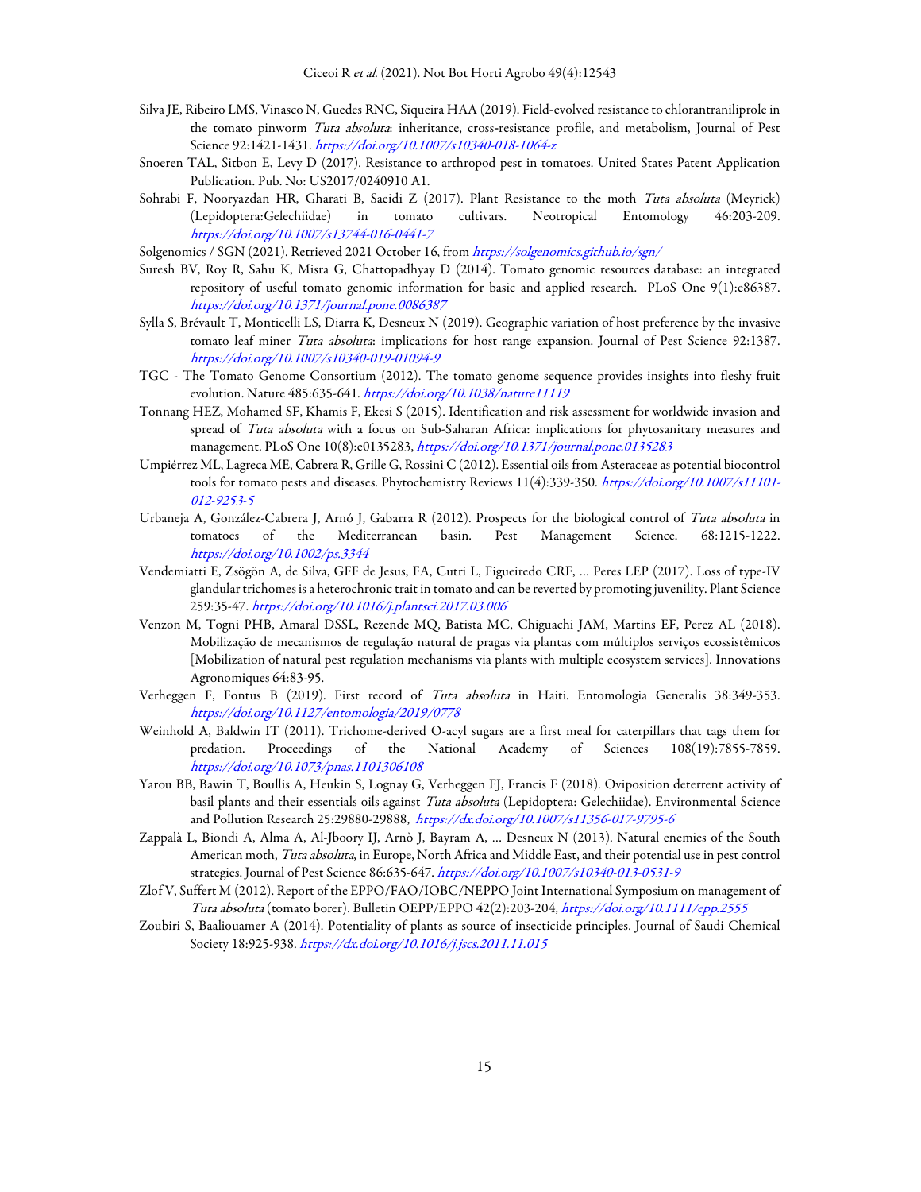Silva JE, Ribeiro LMS, Vinasco N, Guedes RNC, Siqueira HAA (2019). Field-evolved resistance to chlorantraniliprole in the tomato pinworm *Tuta absoluta*: inheritance, cross-resistance profile, and metabolism, Journal of Pest Science 92:1421-1431. *https://doi.org/10.1007/s10340-018-1064-z*

Snoeren TAL, Sitbon E, Levy D (2017). Resistance to arthropod pest in tomatoes. United States Patent Application Publication. Pub. No: US2017/0240910 A1.

Sohrabi F, Nooryazdan HR, Gharati B, Saeidi Z (2017). Plant Resistance to the moth *Tuta absoluta* (Meyrick) (Lepidoptera:Gelechiidae) in tomato cultivars. Neotropical Entomology 46:203-209. *https://doi.org/10.1007/s13744-016-0441-7*

Solgenomics / SGN (2021). Retrieved 2021 October 16, from *https://solgenomics.github.io/sgn/*

Suresh BV, Roy R, Sahu K, Misra G, Chattopadhyay D (2014). Tomato genomic resources database: an integrated repository of useful tomato genomic information for basic and applied research. PLoS One 9(1):e86387. *https://doi.org/10.1371/journal.pone.0086387*

Sylla S, Brévault T, Monticelli LS, Diarra K, Desneux N (2019). Geographic variation of host preference by the invasive tomato leaf miner *Tuta absoluta*: implications for host range expansion. Journal of Pest Science 92:1387. *https://doi.org/10.1007/s10340-019-01094-9*

TGC - The Tomato Genome Consortium (2012). The tomato genome sequence provides insights into fleshy fruit evolution. Nature 485:635-641. *https://doi.org/10.1038/nature11119*

Tonnang HEZ, Mohamed SF, Khamis F, Ekesi S (2015). Identification and risk assessment for worldwide invasion and spread of *Tuta absoluta* with a focus on Sub-Saharan Africa: implications for phytosanitary measures and management. PLoS One 10(8):e0135283, *https://doi.org/10.1371/journal.pone.0135283*

Umpiérrez ML, Lagreca ME, Cabrera R, Grille G, Rossini C (2012). Essential oils from Asteraceae as potential biocontrol tools for tomato pests and diseases. Phytochemistry Reviews 11(4):339-350. *https://doi.org/10.1007/s11101-012-9253-5*

Urbaneja A, González-Cabrera J, Arnó J, Gabarra R (2012). Prospects for the biological control of *Tuta absoluta* in tomatoes of the Mediterranean basin. Pest Management Science. 68:1215-1222. *https://doi.org/10.1002/ps.3344*

Vendemiatti E, Zsögön A, de Silva, GFF de Jesus, FA, Cutri L, Figueiredo CRF, … Peres LEP (2017). Loss of type-IV glandular trichomes is a heterochronic trait in tomato and can be reverted by promoting juvenility. Plant Science 259:35-47. *https://doi.org/10.1016/j.plantsci.2017.03.006*

Venzon M, Togni PHB, Amaral DSSL, Rezende MQ, Batista MC, Chiguachi JAM, Martins EF, Perez AL (2018). Mobilização de mecanismos de regulação natural de pragas via plantas com múltiplos serviços ecossistêmicos [Mobilization of natural pest regulation mechanisms via plants with multiple ecosystem services]. Innovations Agronomiques 64:83-95.

Verheggen F, Fontus B (2019). First record of *Tuta absoluta* in Haiti. Entomologia Generalis 38:349-353. *https://doi.org/10.1127/entomologia/2019/0778*

Weinhold A, Baldwin IT (2011). Trichome-derived O-acyl sugars are a first meal for caterpillars that tags them for predation. Proceedings of the National Academy of Sciences 108(19):7855-7859. *https://doi.org/10.1073/pnas.1101306108*

Yarou BB, Bawin T, Boullis A, Heukin S, Lognay G, Verheggen FJ, Francis F (2018). Oviposition deterrent activity of basil plants and their essentials oils against *Tuta absoluta* (Lepidoptera: Gelechiidae). Environmental Science and Pollution Research 25:29880-29888, *https://dx.doi.org/10.1007/s11356-017-9795-6*

Zappalà L, Biondi A, Alma A, Al-Jboory IJ, Arnò J, Bayram A, … Desneux N (2013). Natural enemies of the South American moth, *Tuta absoluta*, in Europe, North Africa and Middle East, and their potential use in pest control strategies. Journal of Pest Science 86:635-647. *https://doi.org/10.1007/s10340-013-0531-9*

Zlof V, Suffert M (2012). Report of the EPPO/FAO/IOBC/NEPPO Joint International Symposium on management of *Tuta absoluta* (tomato borer). Bulletin OEPP/EPPO 42(2):203-204, *https://doi.org/10.1111/epp.2555*

Zoubiri S, Baaliouamer A (2014). Potentiality of plants as source of insecticide principles. Journal of Saudi Chemical Society 18:925-938. *https://dx.doi.org/10.1016/j.jscs.2011.11.015*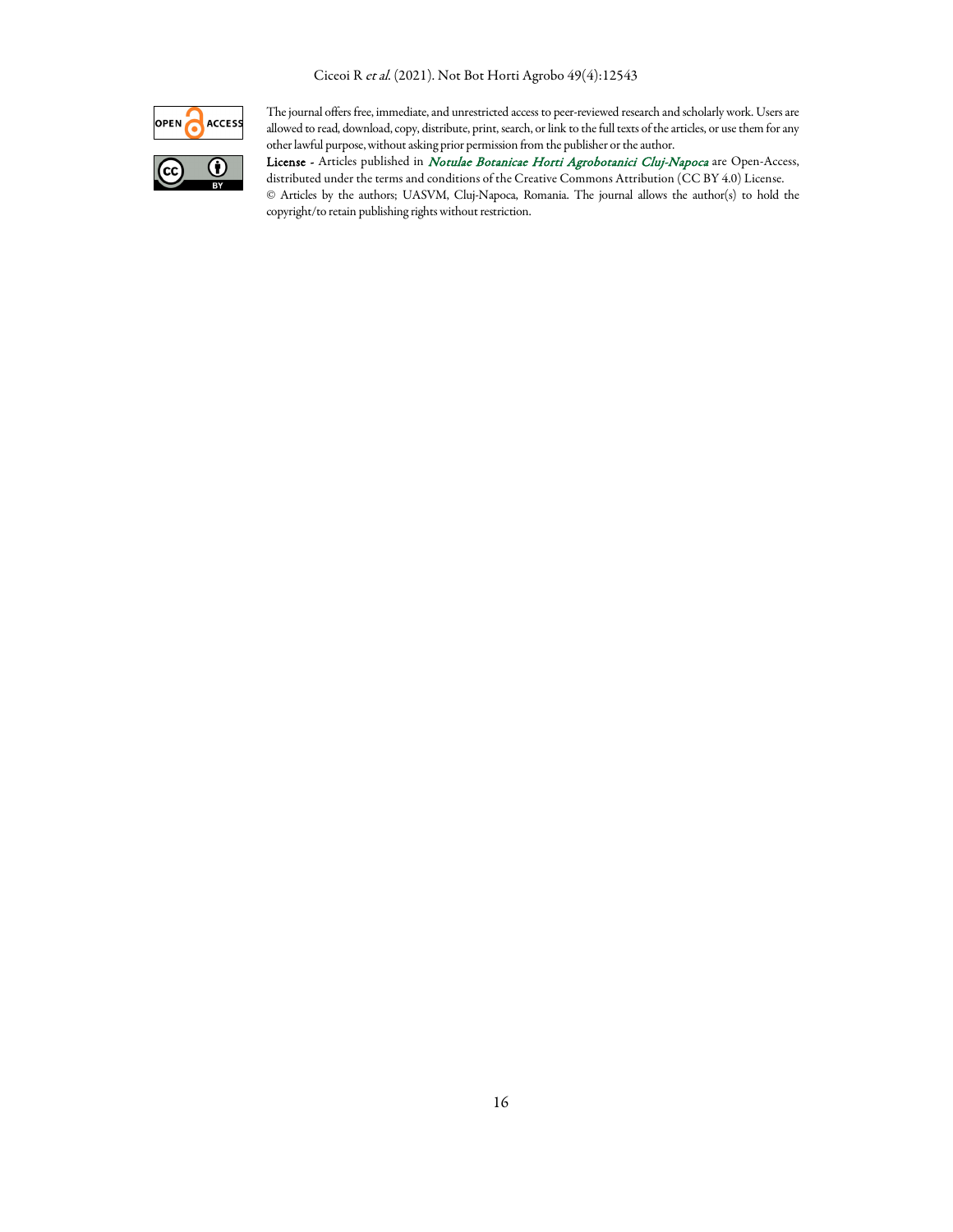The journal offers free, immediate, and unrestricted access to peer-reviewed research and scholarly work. Users are allowed to read, download, copy, distribute, print, search, or link to the full texts of the articles, or use them for any other lawful purpose, without asking prior permission from the publisher or the author.

**License** - Articles published in ***Notulae Botanicae Horti Agrobotanici Cluj-Napoca*** are Open-Access, distributed under the terms and conditions of the Creative Commons Attribution (CC BY 4.0) License.

© Articles by the authors; UASVM, Cluj-Napoca, Romania. The journal allows the author(s) to hold the copyright/to retain publishing rights without restriction.